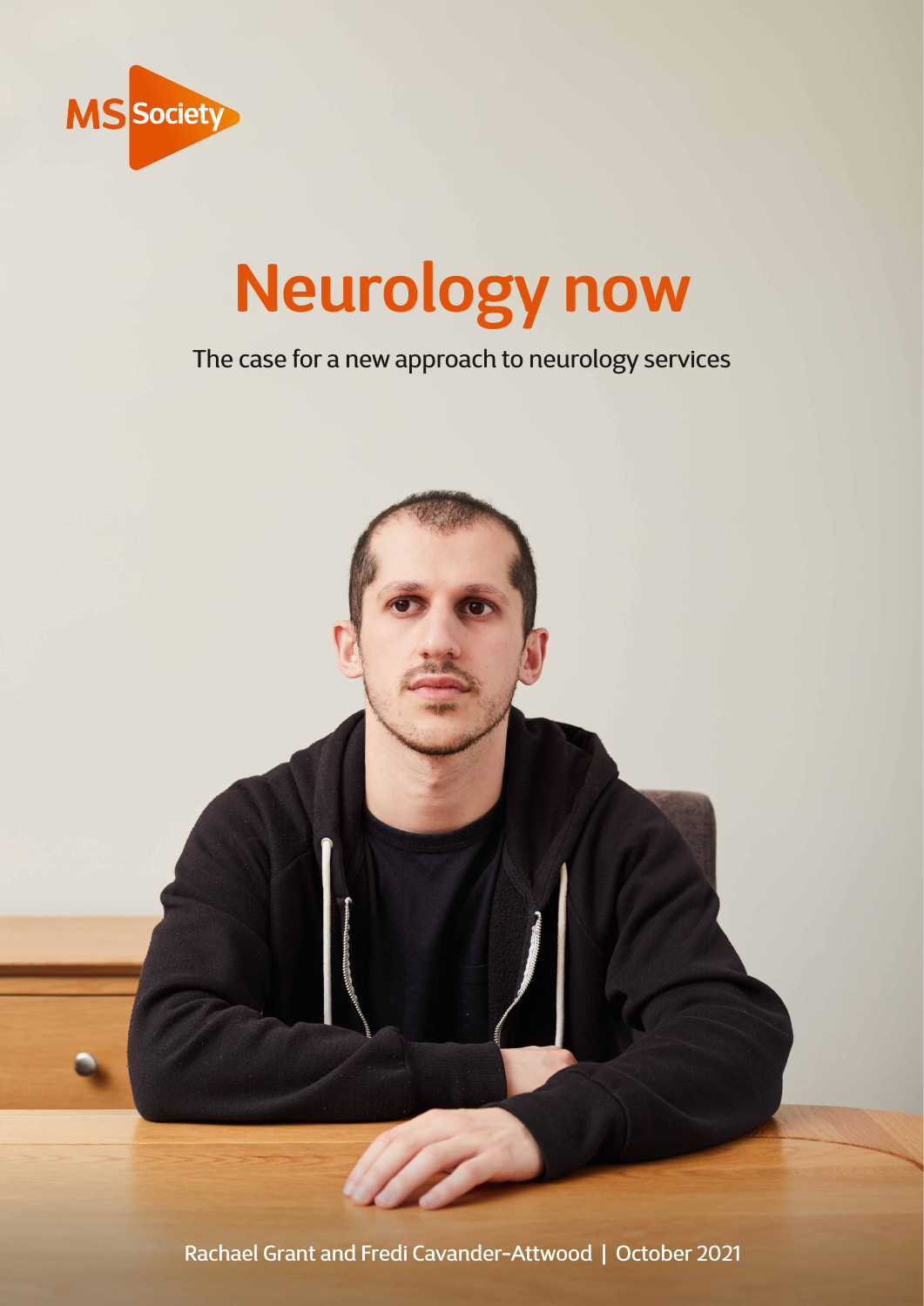MS Society

# Neurology now

The case for a new approach to neurology services

Rachael Grant and Fredi Cavander-Attwood | October 2021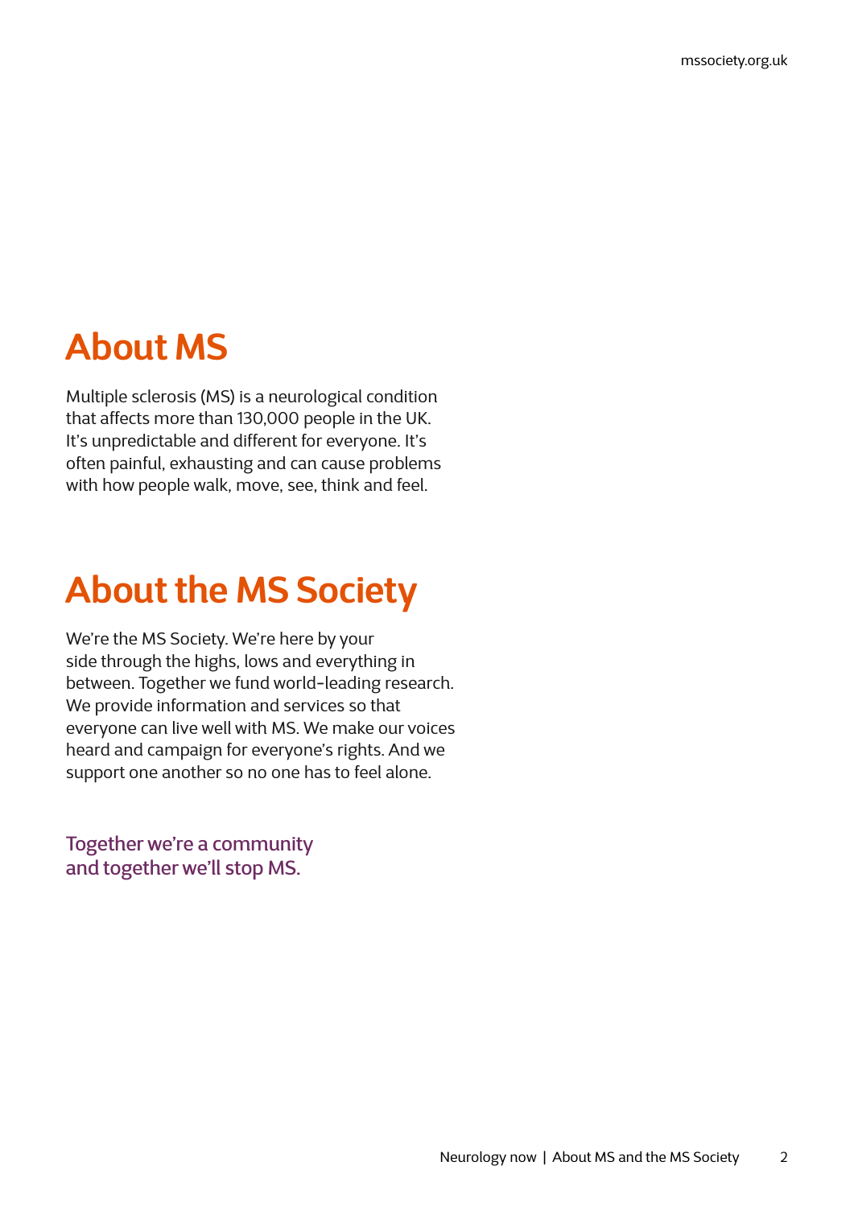## About MS

Multiple sclerosis (MS) is a neurological condition that affects more than 130,000 people in the UK. It's unpredictable and different for everyone. It's often painful, exhausting and can cause problems with how people walk, move, see, think and feel.

## About the MS Society

We're the MS Society. We're here by your side through the highs, lows and everything in between. Together we fund world-leading research. We provide information and services so that everyone can live well with MS. We make our voices heard and campaign for everyone's rights. And we support one another so no one has to feel alone.

Together we're a community and together we'll stop MS.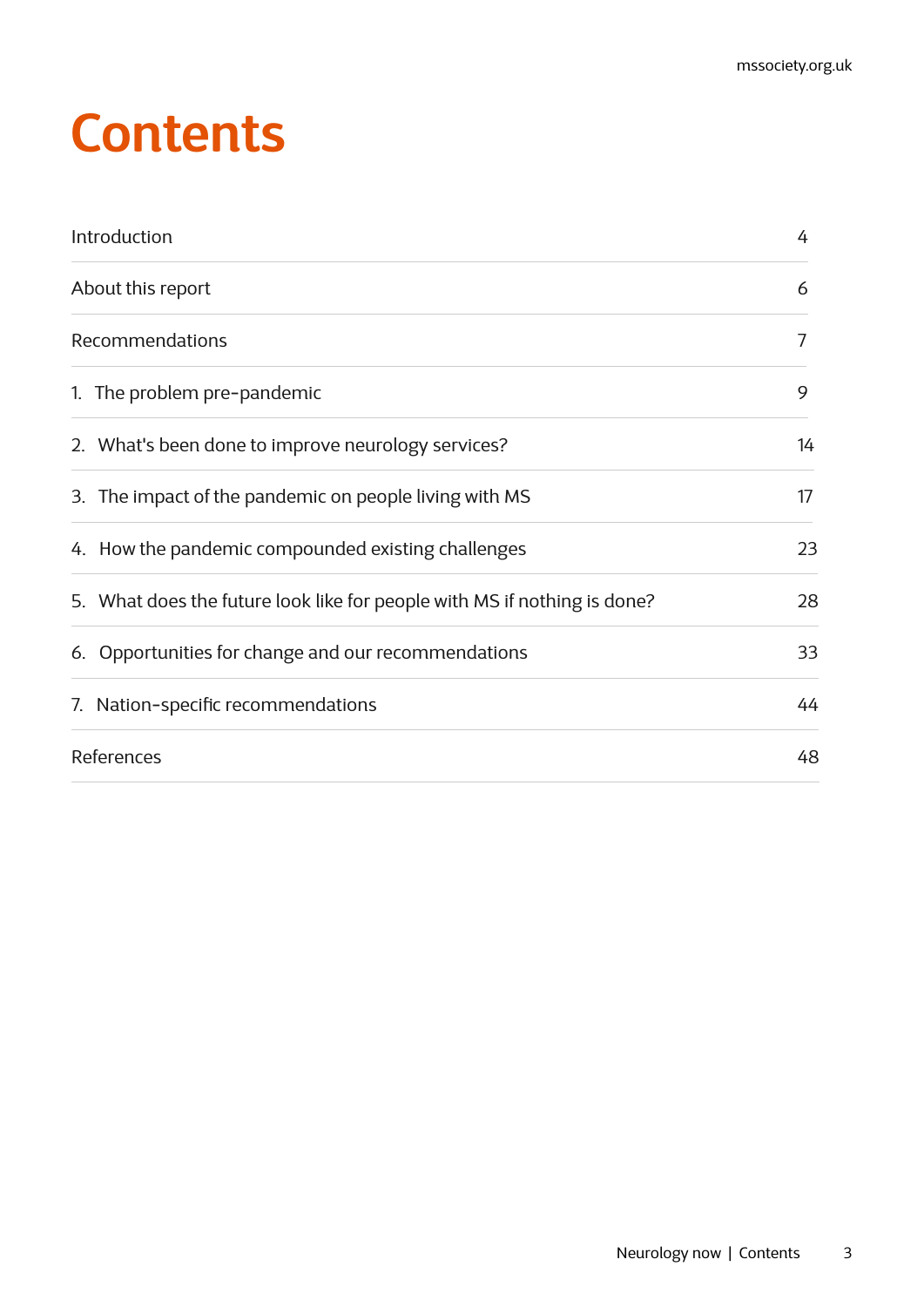# Contents

| | |
|---|---|
| Introduction | 4 |
| About this report | 6 |
| Recommendations | 7 |
| 1. The problem pre-pandemic | 9 |
| 2. What's been done to improve neurology services? | 14 |
| 3. The impact of the pandemic on people living with MS | 17 |
| 4. How the pandemic compounded existing challenges | 23 |
| 5. What does the future look like for people with MS if nothing is done? | 28 |
| 6. Opportunities for change and our recommendations | 33 |
| 7. Nation-specific recommendations | 44 |
| References | 48 |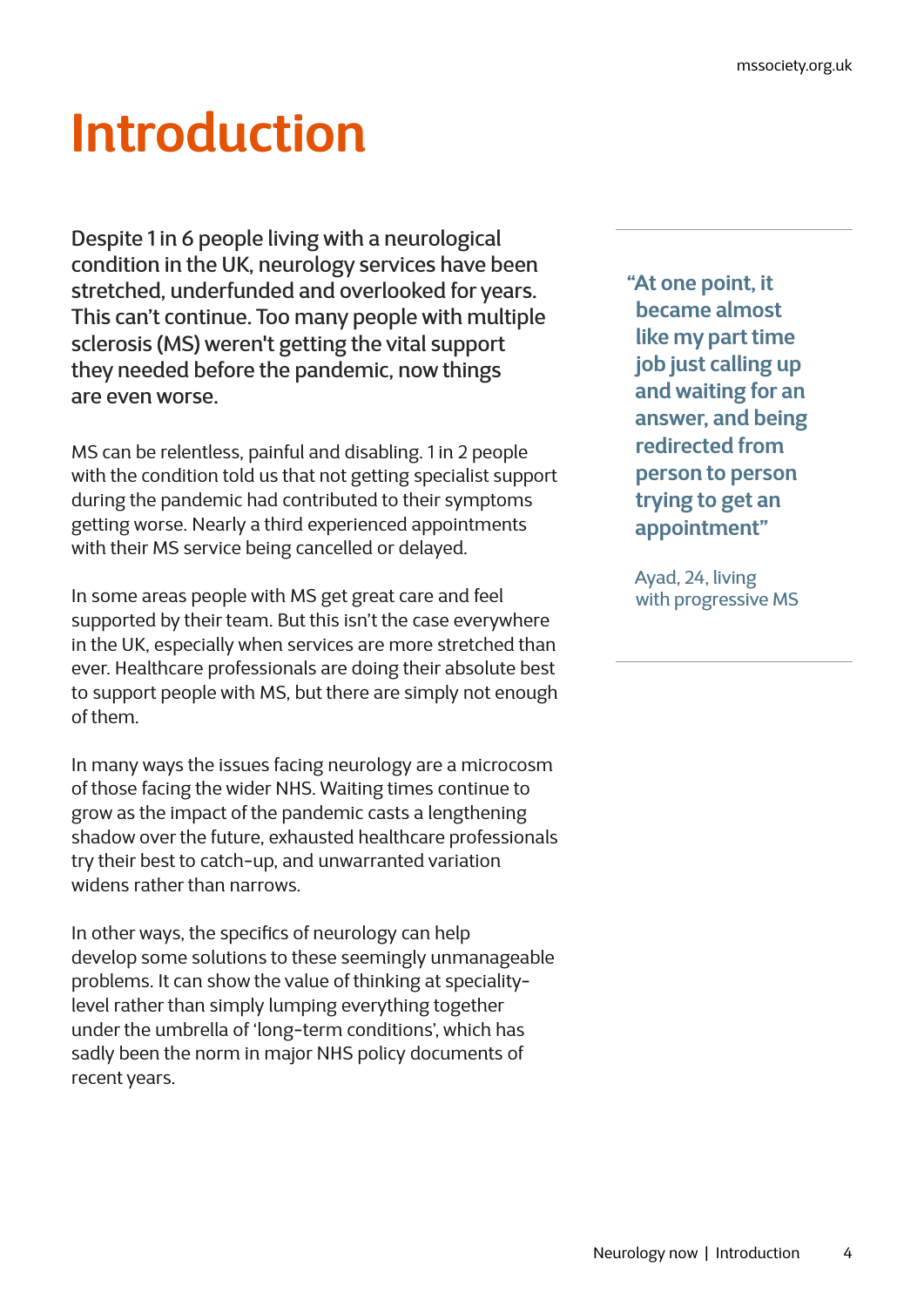# Introduction

**Despite 1 in 6 people living with a neurological condition in the UK, neurology services have been stretched, underfunded and overlooked for years. This can't continue. Too many people with multiple sclerosis (MS) weren't getting the vital support they needed before the pandemic, now things are even worse.**

MS can be relentless, painful and disabling. 1 in 2 people with the condition told us that not getting specialist support during the pandemic had contributed to their symptoms getting worse. Nearly a third experienced appointments with their MS service being cancelled or delayed.

In some areas people with MS get great care and feel supported by their team. But this isn't the case everywhere in the UK, especially when services are more stretched than ever. Healthcare professionals are doing their absolute best to support people with MS, but there are simply not enough of them.

In many ways the issues facing neurology are a microcosm of those facing the wider NHS. Waiting times continue to grow as the impact of the pandemic casts a lengthening shadow over the future, exhausted healthcare professionals try their best to catch-up, and unwarranted variation widens rather than narrows.

In other ways, the specifics of neurology can help develop some solutions to these seemingly unmanageable problems. It can show the value of thinking at speciality-level rather than simply lumping everything together under the umbrella of 'long-term conditions', which has sadly been the norm in major NHS policy documents of recent years.

> **"At one point, it became almost like my part time job just calling up and waiting for an answer, and being redirected from person to person trying to get an appointment"**
>
> Ayad, 24, living with progressive MS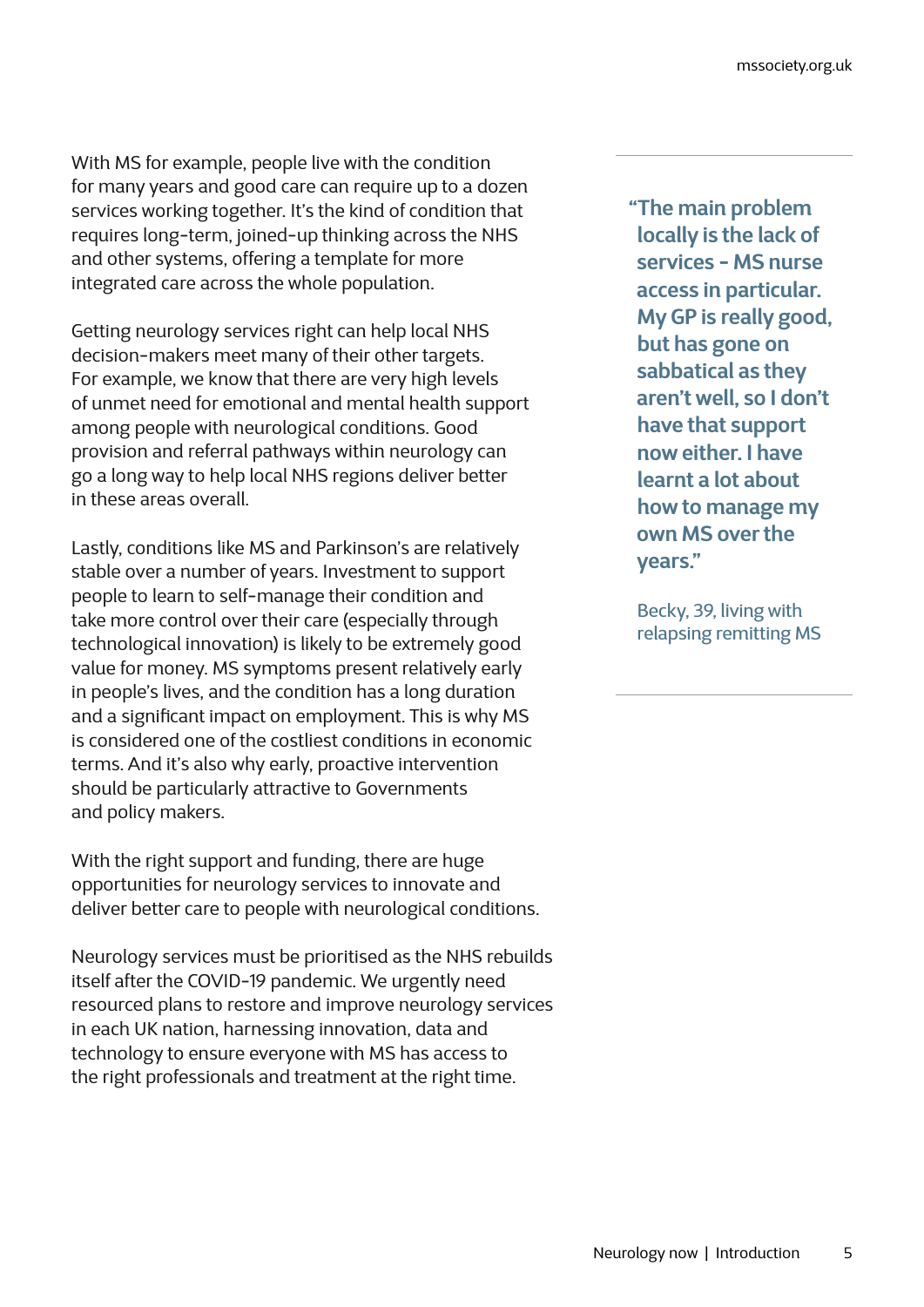With MS for example, people live with the condition for many years and good care can require up to a dozen services working together. It's the kind of condition that requires long-term, joined-up thinking across the NHS and other systems, offering a template for more integrated care across the whole population.

Getting neurology services right can help local NHS decision-makers meet many of their other targets. For example, we know that there are very high levels of unmet need for emotional and mental health support among people with neurological conditions. Good provision and referral pathways within neurology can go a long way to help local NHS regions deliver better in these areas overall.

Lastly, conditions like MS and Parkinson's are relatively stable over a number of years. Investment to support people to learn to self-manage their condition and take more control over their care (especially through technological innovation) is likely to be extremely good value for money. MS symptoms present relatively early in people's lives, and the condition has a long duration and a significant impact on employment. This is why MS is considered one of the costliest conditions in economic terms. And it's also why early, proactive intervention should be particularly attractive to Governments and policy makers.

With the right support and funding, there are huge opportunities for neurology services to innovate and deliver better care to people with neurological conditions.

Neurology services must be prioritised as the NHS rebuilds itself after the COVID-19 pandemic. We urgently need resourced plans to restore and improve neurology services in each UK nation, harnessing innovation, data and technology to ensure everyone with MS has access to the right professionals and treatment at the right time.

> **"The main problem locally is the lack of services - MS nurse access in particular. My GP is really good, but has gone on sabbatical as they aren't well, so I don't have that support now either. I have learnt a lot about how to manage my own MS over the years."**
>
> Becky, 39, living with relapsing remitting MS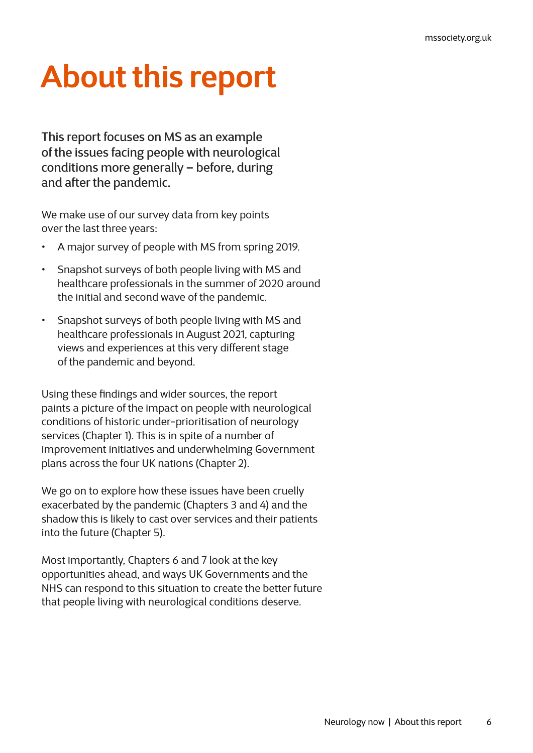# About this report

This report focuses on MS as an example of the issues facing people with neurological conditions more generally – before, during and after the pandemic.

We make use of our survey data from key points over the last three years:

- A major survey of people with MS from spring 2019.
- Snapshot surveys of both people living with MS and healthcare professionals in the summer of 2020 around the initial and second wave of the pandemic.
- Snapshot surveys of both people living with MS and healthcare professionals in August 2021, capturing views and experiences at this very different stage of the pandemic and beyond.

Using these findings and wider sources, the report paints a picture of the impact on people with neurological conditions of historic under-prioritisation of neurology services (Chapter 1). This is in spite of a number of improvement initiatives and underwhelming Government plans across the four UK nations (Chapter 2).

We go on to explore how these issues have been cruelly exacerbated by the pandemic (Chapters 3 and 4) and the shadow this is likely to cast over services and their patients into the future (Chapter 5).

Most importantly, Chapters 6 and 7 look at the key opportunities ahead, and ways UK Governments and the NHS can respond to this situation to create the better future that people living with neurological conditions deserve.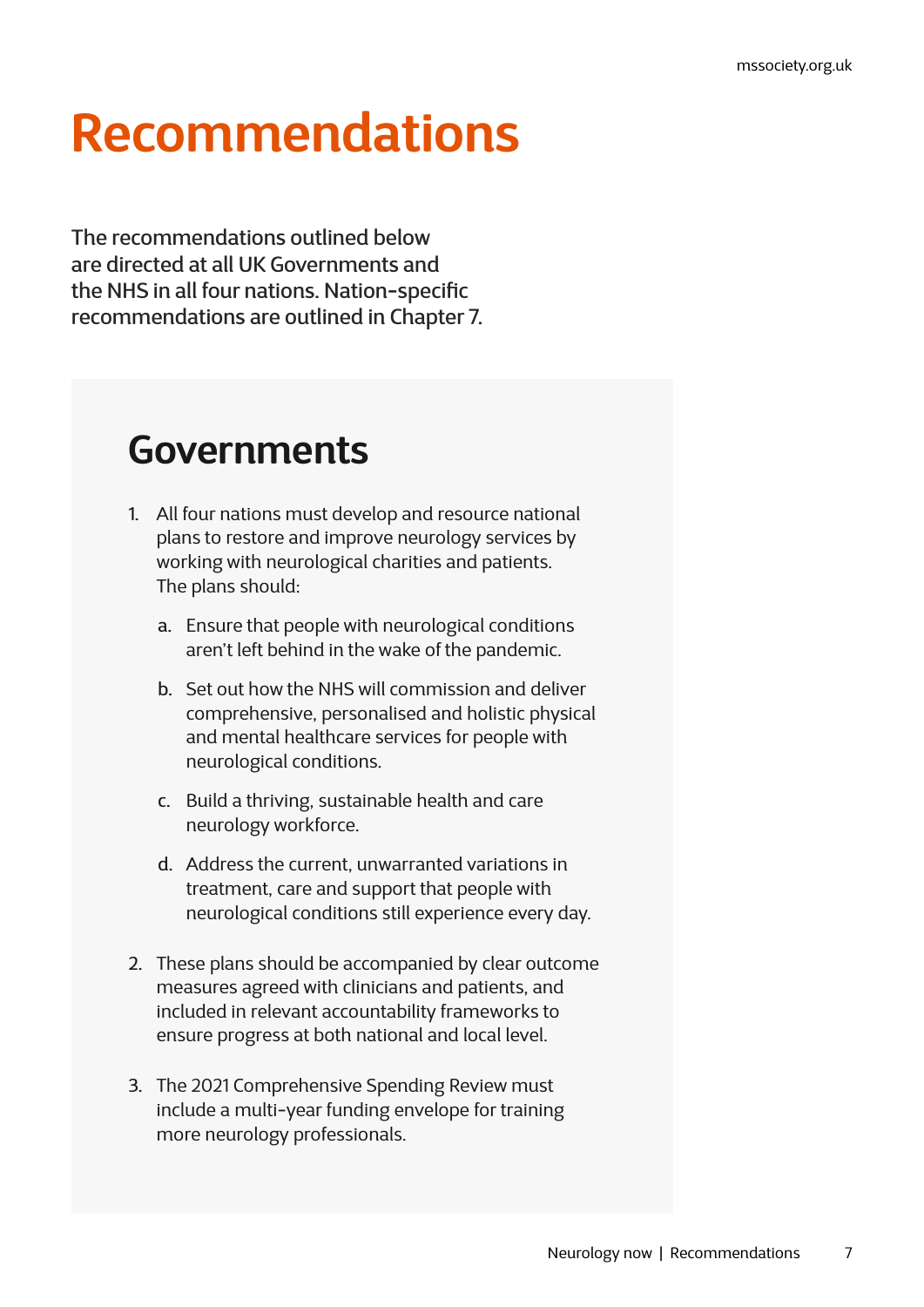# Recommendations

The recommendations outlined below are directed at all UK Governments and the NHS in all four nations. Nation-specific recommendations are outlined in Chapter 7.

## Governments

1. All four nations must develop and resource national plans to restore and improve neurology services by working with neurological charities and patients. The plans should:

   a. Ensure that people with neurological conditions aren't left behind in the wake of the pandemic.

   b. Set out how the NHS will commission and deliver comprehensive, personalised and holistic physical and mental healthcare services for people with neurological conditions.

   c. Build a thriving, sustainable health and care neurology workforce.

   d. Address the current, unwarranted variations in treatment, care and support that people with neurological conditions still experience every day.

2. These plans should be accompanied by clear outcome measures agreed with clinicians and patients, and included in relevant accountability frameworks to ensure progress at both national and local level.

3. The 2021 Comprehensive Spending Review must include a multi-year funding envelope for training more neurology professionals.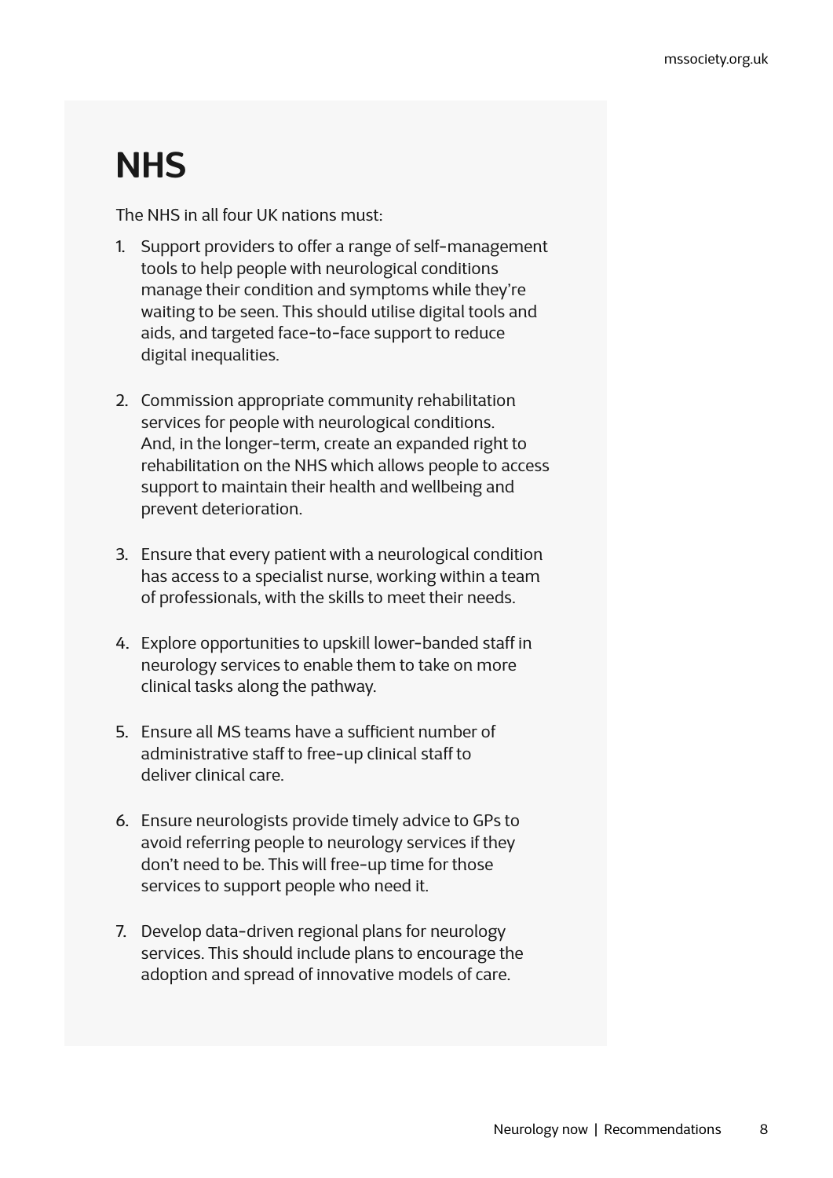# NHS

The NHS in all four UK nations must:

1. Support providers to offer a range of self-management tools to help people with neurological conditions manage their condition and symptoms while they're waiting to be seen. This should utilise digital tools and aids, and targeted face-to-face support to reduce digital inequalities.

2. Commission appropriate community rehabilitation services for people with neurological conditions. And, in the longer-term, create an expanded right to rehabilitation on the NHS which allows people to access support to maintain their health and wellbeing and prevent deterioration.

3. Ensure that every patient with a neurological condition has access to a specialist nurse, working within a team of professionals, with the skills to meet their needs.

4. Explore opportunities to upskill lower-banded staff in neurology services to enable them to take on more clinical tasks along the pathway.

5. Ensure all MS teams have a sufficient number of administrative staff to free-up clinical staff to deliver clinical care.

6. Ensure neurologists provide timely advice to GPs to avoid referring people to neurology services if they don't need to be. This will free-up time for those services to support people who need it.

7. Develop data-driven regional plans for neurology services. This should include plans to encourage the adoption and spread of innovative models of care.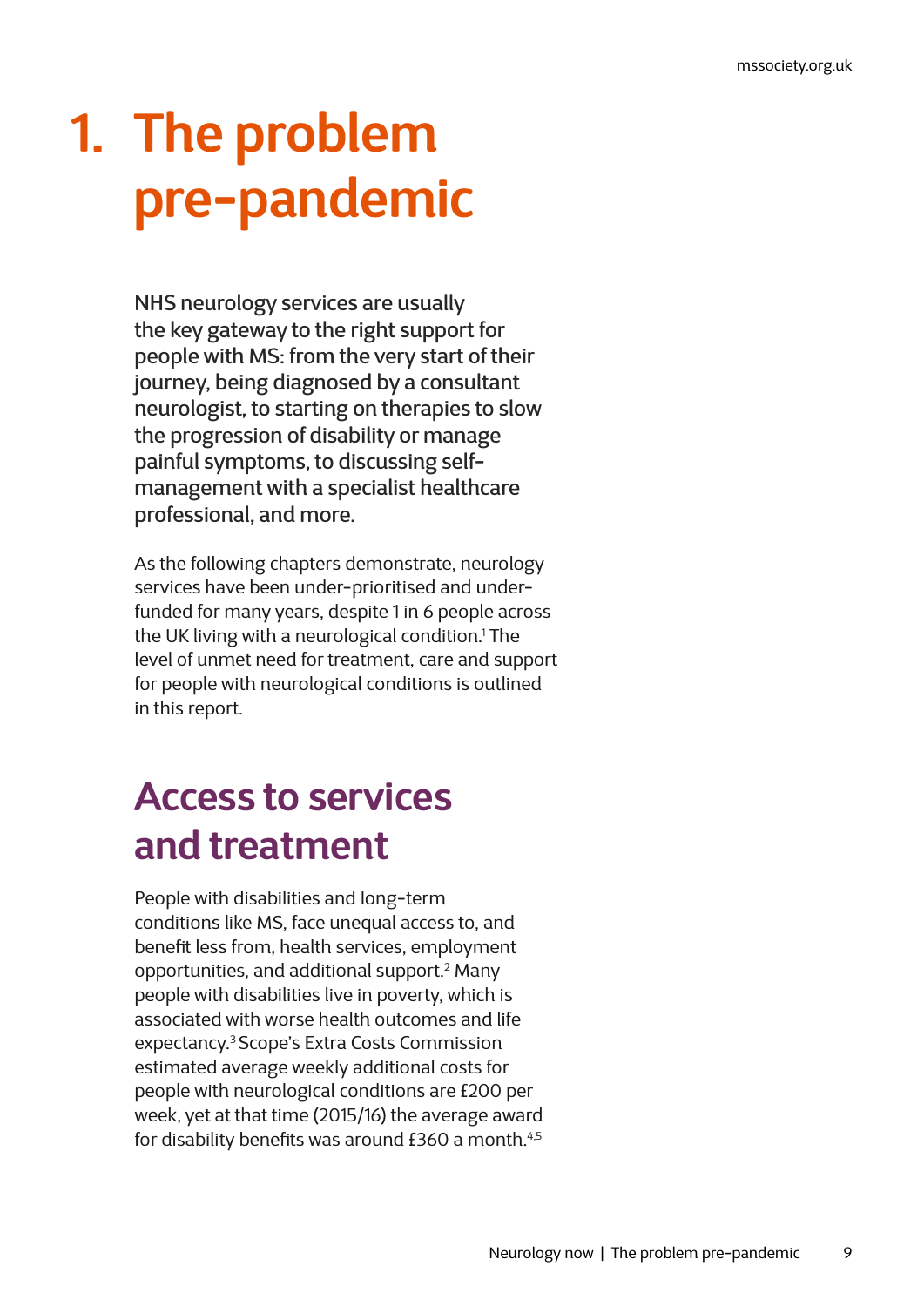# 1. The problem pre-pandemic

NHS neurology services are usually the key gateway to the right support for people with MS: from the very start of their journey, being diagnosed by a consultant neurologist, to starting on therapies to slow the progression of disability or manage painful symptoms, to discussing self-management with a specialist healthcare professional, and more.

As the following chapters demonstrate, neurology services have been under-prioritised and under-funded for many years, despite 1 in 6 people across the UK living with a neurological condition.[1] The level of unmet need for treatment, care and support for people with neurological conditions is outlined in this report.

## Access to services and treatment

People with disabilities and long-term conditions like MS, face unequal access to, and benefit less from, health services, employment opportunities, and additional support.[2] Many people with disabilities live in poverty, which is associated with worse health outcomes and life expectancy.[3] Scope's Extra Costs Commission estimated average weekly additional costs for people with neurological conditions are £200 per week, yet at that time (2015/16) the average award for disability benefits was around £360 a month.[4,5]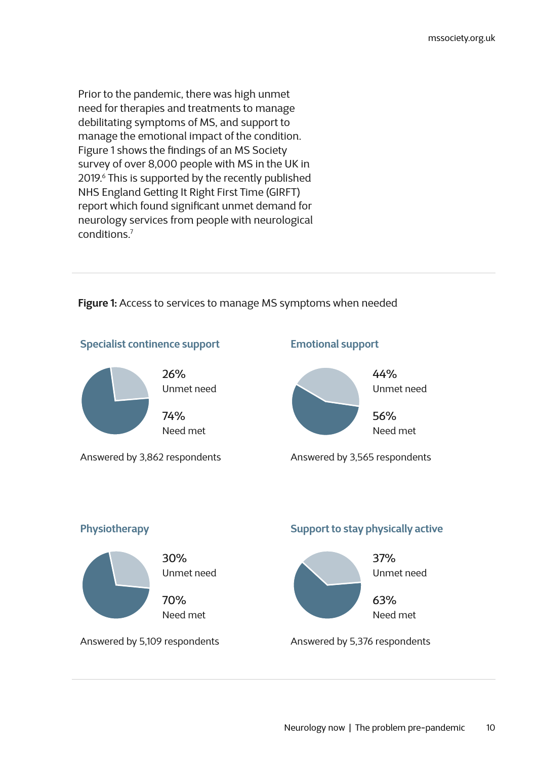Prior to the pandemic, there was high unmet need for therapies and treatments to manage debilitating symptoms of MS, and support to manage the emotional impact of the condition. Figure 1 shows the findings of an MS Society survey of over 8,000 people with MS in the UK in 2019.[6] This is supported by the recently published NHS England Getting It Right First Time (GIRFT) report which found significant unmet demand for neurology services from people with neurological conditions.[7]

**Figure 1:** Access to services to manage MS symptoms when needed

### Specialist continence support

26% Unmet need

74% Need met

Answered by 3,862 respondents

### Emotional support

44% Unmet need

56% Need met

Answered by 3,565 respondents

### Physiotherapy

30% Unmet need

70% Need met

Answered by 5,109 respondents

### Support to stay physically active

37% Unmet need

63% Need met

Answered by 5,376 respondents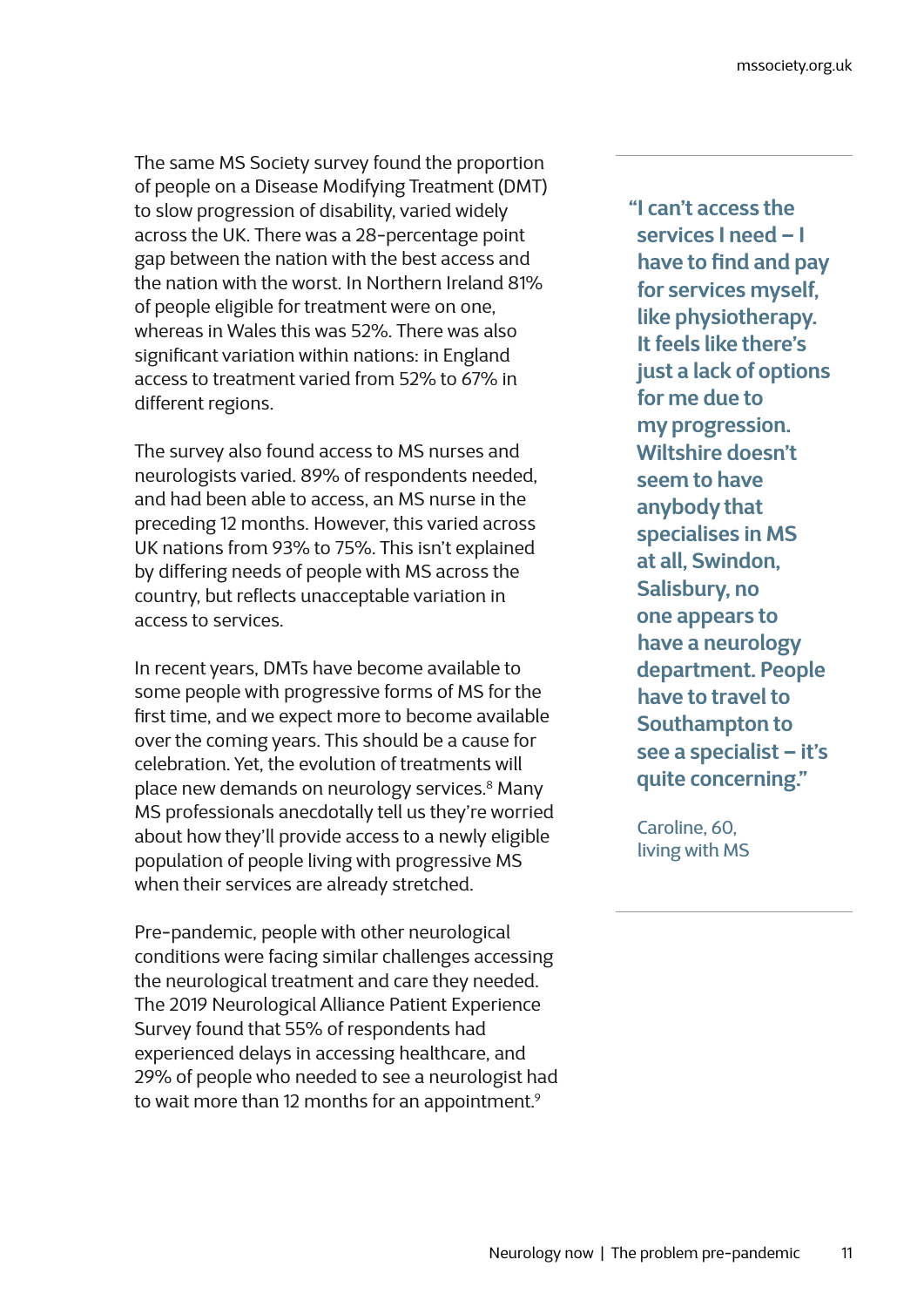The same MS Society survey found the proportion of people on a Disease Modifying Treatment (DMT) to slow progression of disability, varied widely across the UK. There was a 28-percentage point gap between the nation with the best access and the nation with the worst. In Northern Ireland 81% of people eligible for treatment were on one, whereas in Wales this was 52%. There was also significant variation within nations: in England access to treatment varied from 52% to 67% in different regions.

The survey also found access to MS nurses and neurologists varied. 89% of respondents needed, and had been able to access, an MS nurse in the preceding 12 months. However, this varied across UK nations from 93% to 75%. This isn't explained by differing needs of people with MS across the country, but reflects unacceptable variation in access to services.

In recent years, DMTs have become available to some people with progressive forms of MS for the first time, and we expect more to become available over the coming years. This should be a cause for celebration. Yet, the evolution of treatments will place new demands on neurology services.[8] Many MS professionals anecdotally tell us they're worried about how they'll provide access to a newly eligible population of people living with progressive MS when their services are already stretched.

Pre-pandemic, people with other neurological conditions were facing similar challenges accessing the neurological treatment and care they needed. The 2019 Neurological Alliance Patient Experience Survey found that 55% of respondents had experienced delays in accessing healthcare, and 29% of people who needed to see a neurologist had to wait more than 12 months for an appointment.[9]

> **"I can't access the services I need – I have to find and pay for services myself, like physiotherapy. It feels like there's just a lack of options for me due to my progression. Wiltshire doesn't seem to have anybody that specialises in MS at all, Swindon, Salisbury, no one appears to have a neurology department. People have to travel to Southampton to see a specialist – it's quite concerning."**
>
> Caroline, 60, living with MS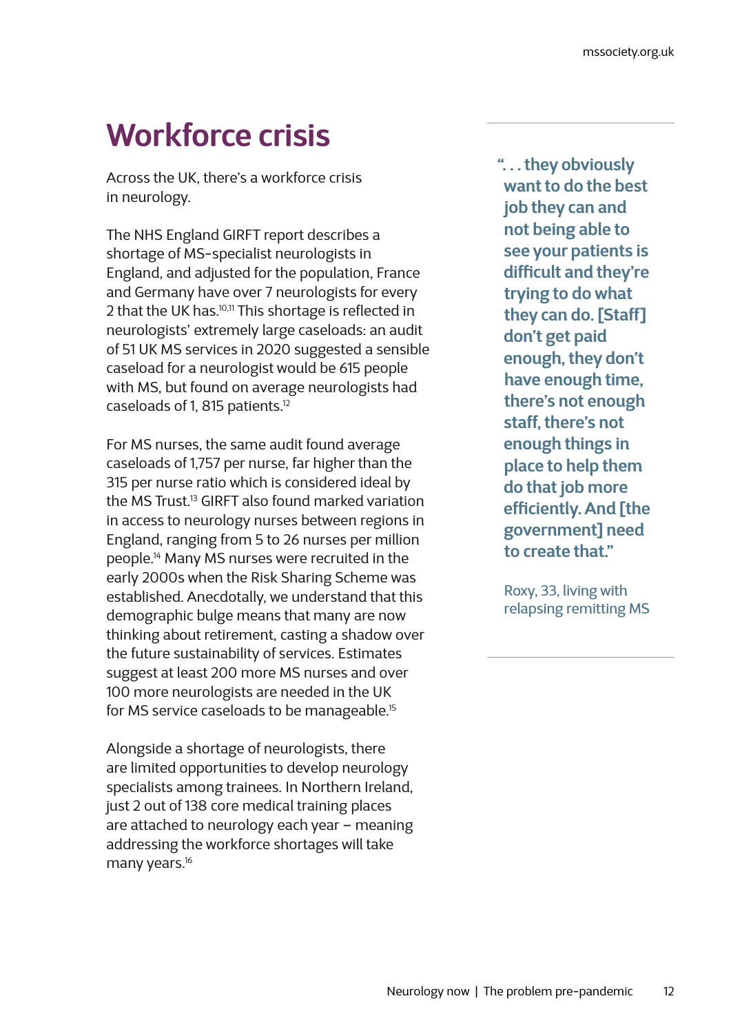# Workforce crisis

Across the UK, there's a workforce crisis in neurology.

The NHS England GIRFT report describes a shortage of MS-specialist neurologists in England, and adjusted for the population, France and Germany have over 7 neurologists for every 2 that the UK has.[10,11] This shortage is reflected in neurologists' extremely large caseloads: an audit of 51 UK MS services in 2020 suggested a sensible caseload for a neurologist would be 615 people with MS, but found on average neurologists had caseloads of 1, 815 patients.[12]

For MS nurses, the same audit found average caseloads of 1,757 per nurse, far higher than the 315 per nurse ratio which is considered ideal by the MS Trust.[13] GIRFT also found marked variation in access to neurology nurses between regions in England, ranging from 5 to 26 nurses per million people.[14] Many MS nurses were recruited in the early 2000s when the Risk Sharing Scheme was established. Anecdotally, we understand that this demographic bulge means that many are now thinking about retirement, casting a shadow over the future sustainability of services. Estimates suggest at least 200 more MS nurses and over 100 more neurologists are needed in the UK for MS service caseloads to be manageable.[15]

Alongside a shortage of neurologists, there are limited opportunities to develop neurology specialists among trainees. In Northern Ireland, just 2 out of 138 core medical training places are attached to neurology each year – meaning addressing the workforce shortages will take many years.[16]

> **"... they obviously want to do the best job they can and not being able to see your patients is difficult and they're trying to do what they can do. [Staff] don't get paid enough, they don't have enough time, there's not enough staff, there's not enough things in place to help them do that job more efficiently. And [the government] need to create that."**
>
> Roxy, 33, living with relapsing remitting MS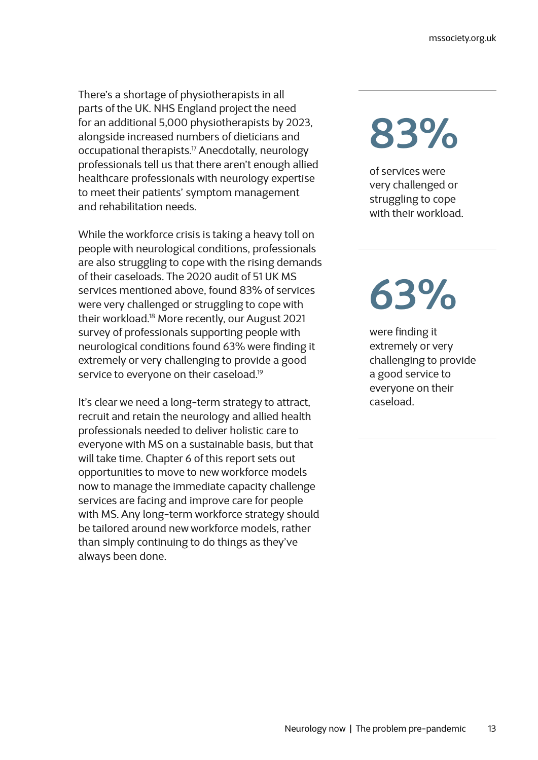There's a shortage of physiotherapists in all parts of the UK. NHS England project the need for an additional 5,000 physiotherapists by 2023, alongside increased numbers of dieticians and occupational therapists.[17] Anecdotally, neurology professionals tell us that there aren't enough allied healthcare professionals with neurology expertise to meet their patients' symptom management and rehabilitation needs.

While the workforce crisis is taking a heavy toll on people with neurological conditions, professionals are also struggling to cope with the rising demands of their caseloads. The 2020 audit of 51 UK MS services mentioned above, found 83% of services were very challenged or struggling to cope with their workload.[18] More recently, our August 2021 survey of professionals supporting people with neurological conditions found 63% were finding it extremely or very challenging to provide a good service to everyone on their caseload.[19]

It's clear we need a long-term strategy to attract, recruit and retain the neurology and allied health professionals needed to deliver holistic care to everyone with MS on a sustainable basis, but that will take time. Chapter 6 of this report sets out opportunities to move to new workforce models now to manage the immediate capacity challenge services are facing and improve care for people with MS. Any long-term workforce strategy should be tailored around new workforce models, rather than simply continuing to do things as they've always been done.

**83%**

of services were very challenged or struggling to cope with their workload.

**63%**

were finding it extremely or very challenging to provide a good service to everyone on their caseload.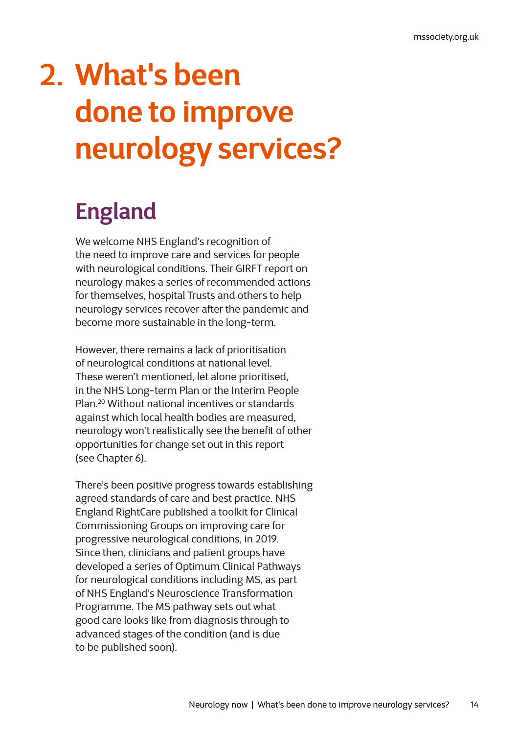# 2. What's been done to improve neurology services?

## England

We welcome NHS England's recognition of the need to improve care and services for people with neurological conditions. Their GIRFT report on neurology makes a series of recommended actions for themselves, hospital Trusts and others to help neurology services recover after the pandemic and become more sustainable in the long-term.

However, there remains a lack of prioritisation of neurological conditions at national level. These weren't mentioned, let alone prioritised, in the NHS Long-term Plan or the Interim People Plan.[20] Without national incentives or standards against which local health bodies are measured, neurology won't realistically see the benefit of other opportunities for change set out in this report (see Chapter 6).

There's been positive progress towards establishing agreed standards of care and best practice. NHS England RightCare published a toolkit for Clinical Commissioning Groups on improving care for progressive neurological conditions, in 2019. Since then, clinicians and patient groups have developed a series of Optimum Clinical Pathways for neurological conditions including MS, as part of NHS England's Neuroscience Transformation Programme. The MS pathway sets out what good care looks like from diagnosis through to advanced stages of the condition (and is due to be published soon).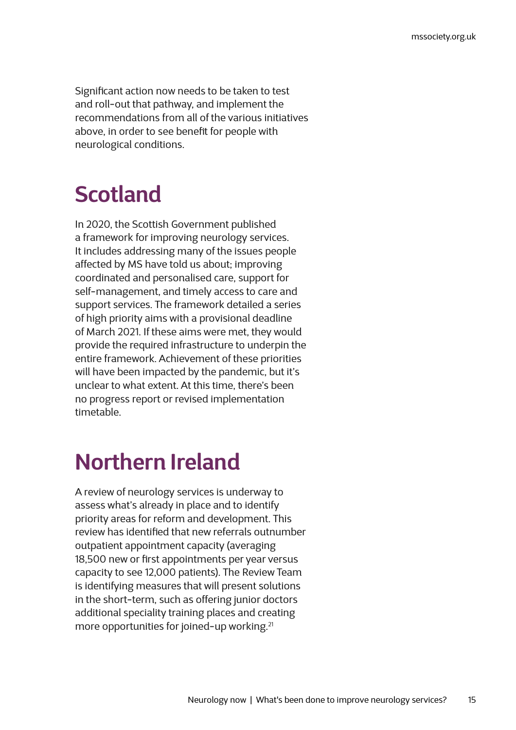Significant action now needs to be taken to test and roll-out that pathway, and implement the recommendations from all of the various initiatives above, in order to see benefit for people with neurological conditions.

## Scotland

In 2020, the Scottish Government published a framework for improving neurology services. It includes addressing many of the issues people affected by MS have told us about; improving coordinated and personalised care, support for self-management, and timely access to care and support services. The framework detailed a series of high priority aims with a provisional deadline of March 2021. If these aims were met, they would provide the required infrastructure to underpin the entire framework. Achievement of these priorities will have been impacted by the pandemic, but it's unclear to what extent. At this time, there's been no progress report or revised implementation timetable.

## Northern Ireland

A review of neurology services is underway to assess what's already in place and to identify priority areas for reform and development. This review has identified that new referrals outnumber outpatient appointment capacity (averaging 18,500 new or first appointments per year versus capacity to see 12,000 patients). The Review Team is identifying measures that will present solutions in the short-term, such as offering junior doctors additional speciality training places and creating more opportunities for joined-up working.[21]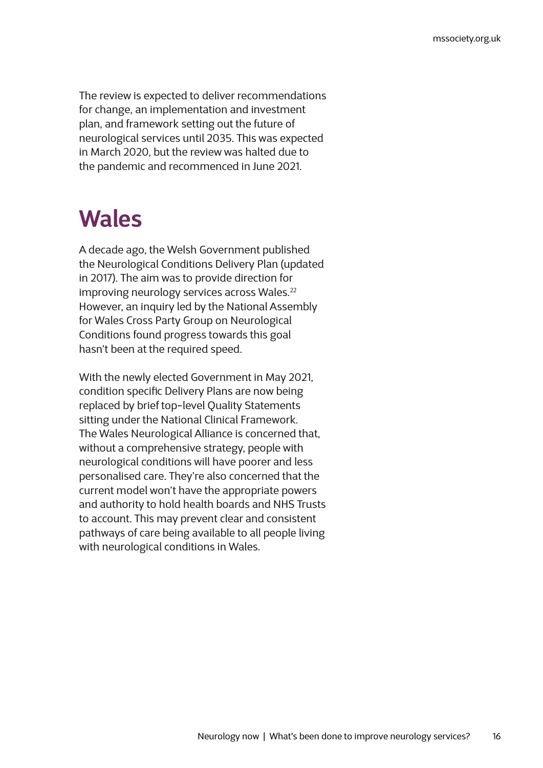The review is expected to deliver recommendations for change, an implementation and investment plan, and framework setting out the future of neurological services until 2035. This was expected in March 2020, but the review was halted due to the pandemic and recommenced in June 2021.

## Wales

A decade ago, the Welsh Government published the Neurological Conditions Delivery Plan (updated in 2017). The aim was to provide direction for improving neurology services across Wales.[22] However, an inquiry led by the National Assembly for Wales Cross Party Group on Neurological Conditions found progress towards this goal hasn't been at the required speed.

With the newly elected Government in May 2021, condition specific Delivery Plans are now being replaced by brief top-level Quality Statements sitting under the National Clinical Framework. The Wales Neurological Alliance is concerned that, without a comprehensive strategy, people with neurological conditions will have poorer and less personalised care. They're also concerned that the current model won't have the appropriate powers and authority to hold health boards and NHS Trusts to account. This may prevent clear and consistent pathways of care being available to all people living with neurological conditions in Wales.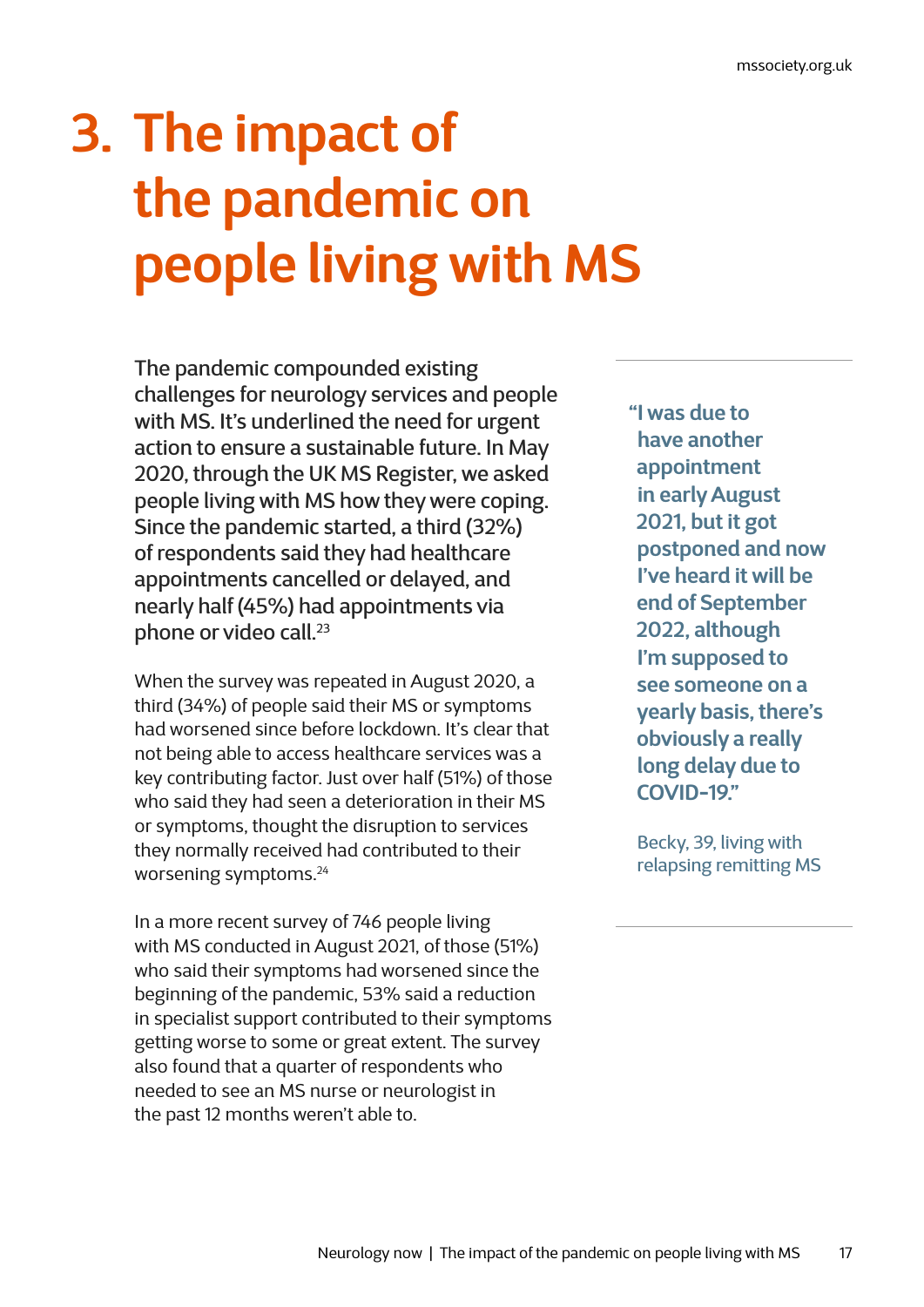# 3. The impact of the pandemic on people living with MS

The pandemic compounded existing challenges for neurology services and people with MS. It's underlined the need for urgent action to ensure a sustainable future. In May 2020, through the UK MS Register, we asked people living with MS how they were coping. Since the pandemic started, a third (32%) of respondents said they had healthcare appointments cancelled or delayed, and nearly half (45%) had appointments via phone or video call.[23]

When the survey was repeated in August 2020, a third (34%) of people said their MS or symptoms had worsened since before lockdown. It's clear that not being able to access healthcare services was a key contributing factor. Just over half (51%) of those who said they had seen a deterioration in their MS or symptoms, thought the disruption to services they normally received had contributed to their worsening symptoms.[24]

In a more recent survey of 746 people living with MS conducted in August 2021, of those (51%) who said their symptoms had worsened since the beginning of the pandemic, 53% said a reduction in specialist support contributed to their symptoms getting worse to some or great extent. The survey also found that a quarter of respondents who needed to see an MS nurse or neurologist in the past 12 months weren't able to.

> **"I was due to have another appointment in early August 2021, but it got postponed and now I've heard it will be end of September 2022, although I'm supposed to see someone on a yearly basis, there's obviously a really long delay due to COVID-19."**
>
> Becky, 39, living with relapsing remitting MS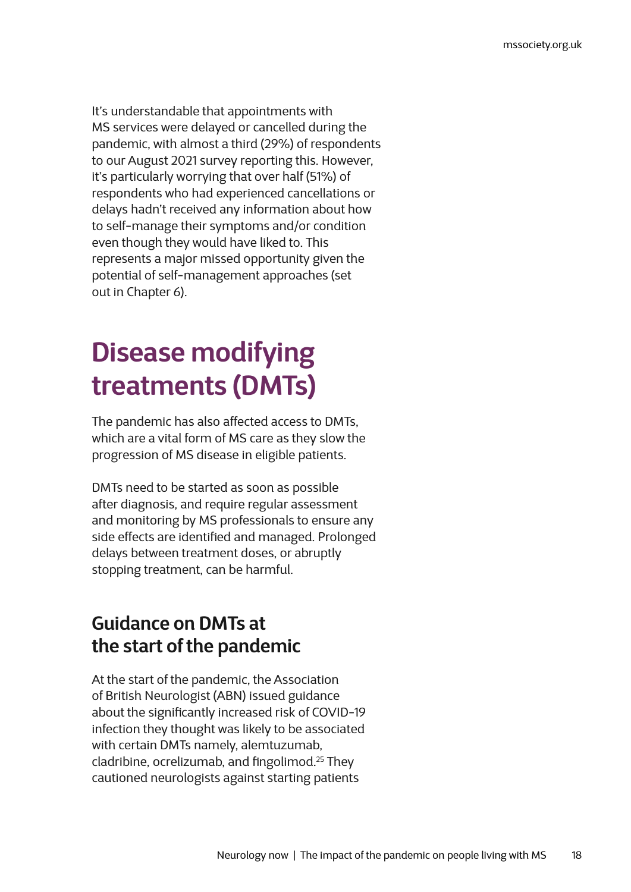It's understandable that appointments with MS services were delayed or cancelled during the pandemic, with almost a third (29%) of respondents to our August 2021 survey reporting this. However, it's particularly worrying that over half (51%) of respondents who had experienced cancellations or delays hadn't received any information about how to self-manage their symptoms and/or condition even though they would have liked to. This represents a major missed opportunity given the potential of self-management approaches (set out in Chapter 6).

# Disease modifying treatments (DMTs)

The pandemic has also affected access to DMTs, which are a vital form of MS care as they slow the progression of MS disease in eligible patients.

DMTs need to be started as soon as possible after diagnosis, and require regular assessment and monitoring by MS professionals to ensure any side effects are identified and managed. Prolonged delays between treatment doses, or abruptly stopping treatment, can be harmful.

## Guidance on DMTs at the start of the pandemic

At the start of the pandemic, the Association of British Neurologist (ABN) issued guidance about the significantly increased risk of COVID-19 infection they thought was likely to be associated with certain DMTs namely, alemtuzumab, cladribine, ocrelizumab, and fingolimod.[25] They cautioned neurologists against starting patients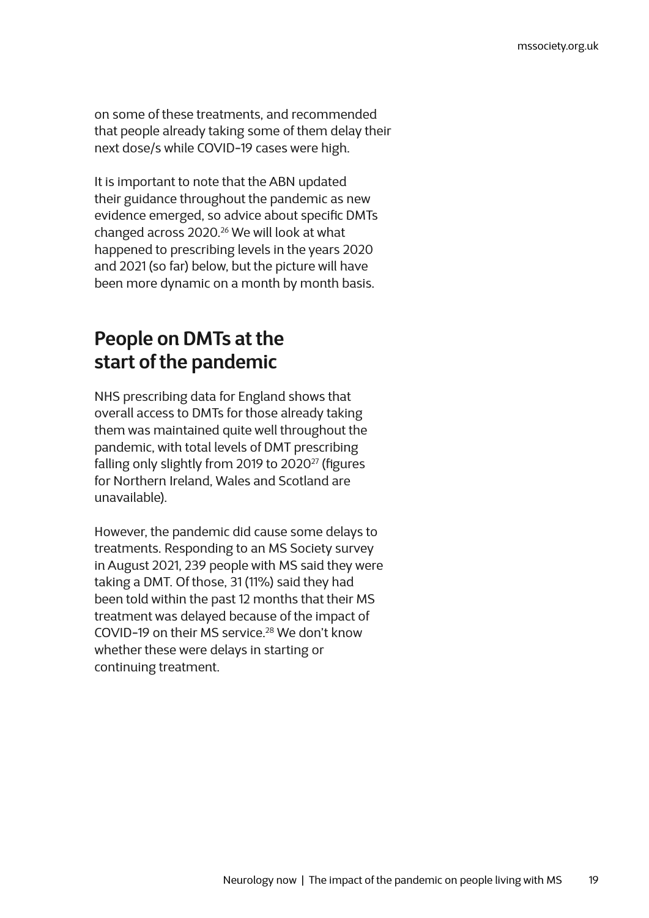on some of these treatments, and recommended that people already taking some of them delay their next dose/s while COVID-19 cases were high.

It is important to note that the ABN updated their guidance throughout the pandemic as new evidence emerged, so advice about specific DMTs changed across 2020.[26] We will look at what happened to prescribing levels in the years 2020 and 2021 (so far) below, but the picture will have been more dynamic on a month by month basis.

## People on DMTs at the start of the pandemic

NHS prescribing data for England shows that overall access to DMTs for those already taking them was maintained quite well throughout the pandemic, with total levels of DMT prescribing falling only slightly from 2019 to 2020[27] (figures for Northern Ireland, Wales and Scotland are unavailable).

However, the pandemic did cause some delays to treatments. Responding to an MS Society survey in August 2021, 239 people with MS said they were taking a DMT. Of those, 31 (11%) said they had been told within the past 12 months that their MS treatment was delayed because of the impact of COVID-19 on their MS service.[28] We don't know whether these were delays in starting or continuing treatment.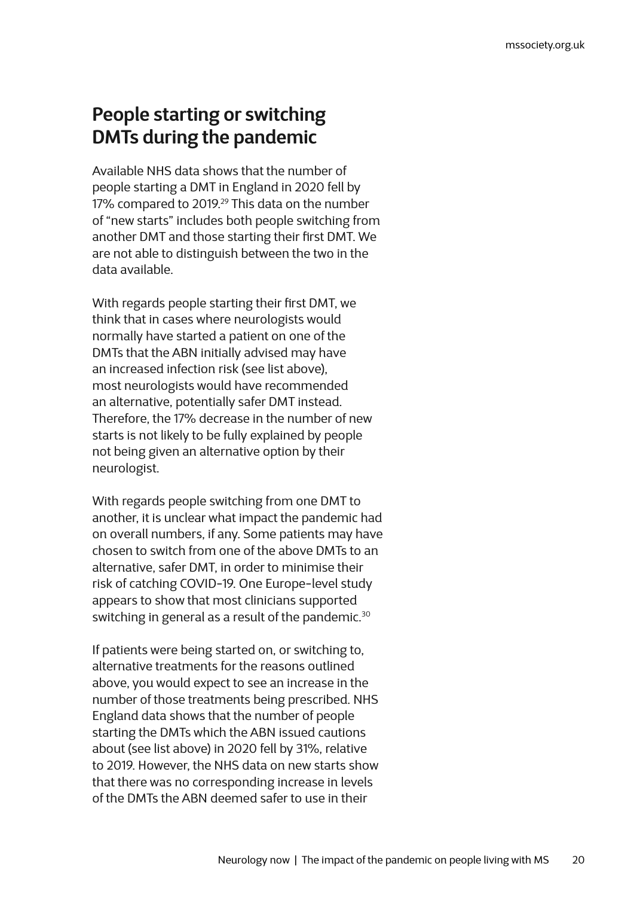## People starting or switching DMTs during the pandemic

Available NHS data shows that the number of people starting a DMT in England in 2020 fell by 17% compared to 2019.[29] This data on the number of "new starts" includes both people switching from another DMT and those starting their first DMT. We are not able to distinguish between the two in the data available.

With regards people starting their first DMT, we think that in cases where neurologists would normally have started a patient on one of the DMTs that the ABN initially advised may have an increased infection risk (see list above), most neurologists would have recommended an alternative, potentially safer DMT instead. Therefore, the 17% decrease in the number of new starts is not likely to be fully explained by people not being given an alternative option by their neurologist.

With regards people switching from one DMT to another, it is unclear what impact the pandemic had on overall numbers, if any. Some patients may have chosen to switch from one of the above DMTs to an alternative, safer DMT, in order to minimise their risk of catching COVID-19. One Europe-level study appears to show that most clinicians supported switching in general as a result of the pandemic.[30]

If patients were being started on, or switching to, alternative treatments for the reasons outlined above, you would expect to see an increase in the number of those treatments being prescribed. NHS England data shows that the number of people starting the DMTs which the ABN issued cautions about (see list above) in 2020 fell by 31%, relative to 2019. However, the NHS data on new starts show that there was no corresponding increase in levels of the DMTs the ABN deemed safer to use in their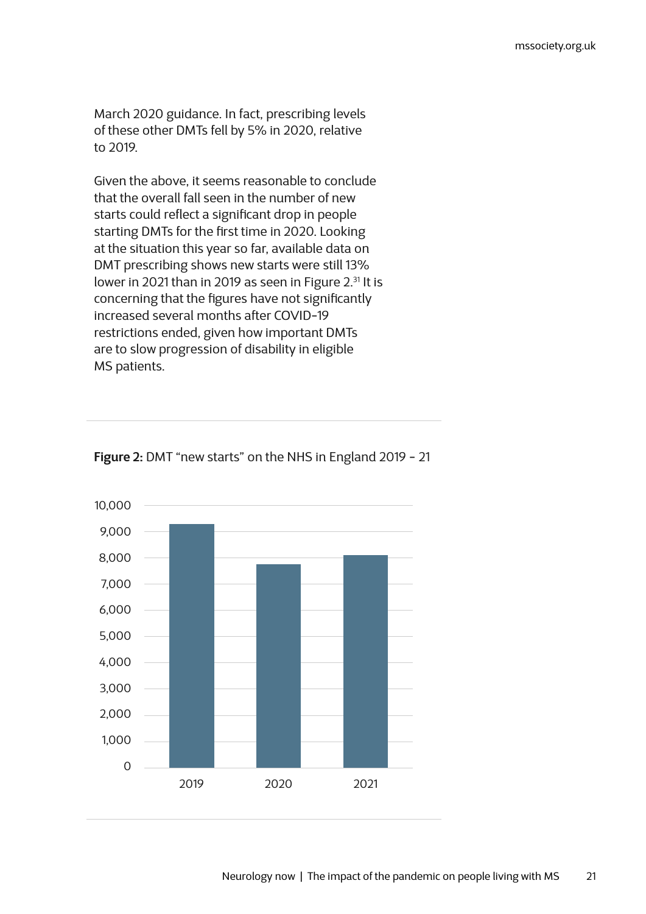March 2020 guidance. In fact, prescribing levels of these other DMTs fell by 5% in 2020, relative to 2019.

Given the above, it seems reasonable to conclude that the overall fall seen in the number of new starts could reflect a significant drop in people starting DMTs for the first time in 2020. Looking at the situation this year so far, available data on DMT prescribing shows new starts were still 13% lower in 2021 than in 2019 as seen in Figure 2.[31] It is concerning that the figures have not significantly increased several months after COVID-19 restrictions ended, given how important DMTs are to slow progression of disability in eligible MS patients.

**Figure 2:** DMT "new starts" on the NHS in England 2019 - 21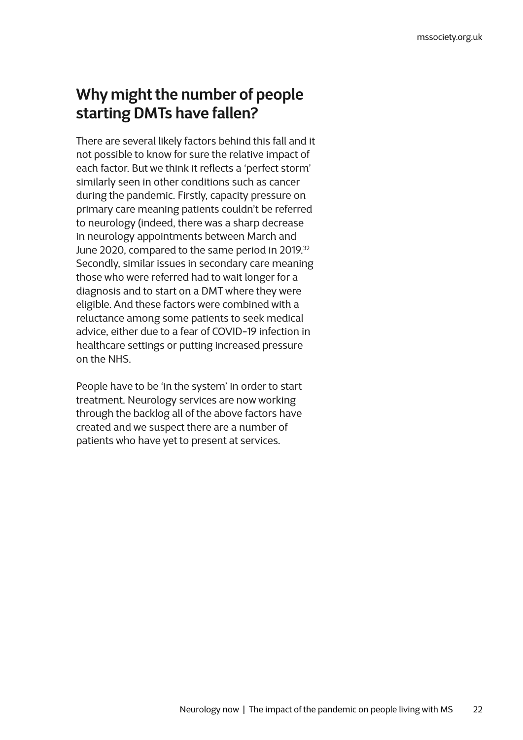## Why might the number of people starting DMTs have fallen?

There are several likely factors behind this fall and it not possible to know for sure the relative impact of each factor. But we think it reflects a 'perfect storm' similarly seen in other conditions such as cancer during the pandemic. Firstly, capacity pressure on primary care meaning patients couldn't be referred to neurology (indeed, there was a sharp decrease in neurology appointments between March and June 2020, compared to the same period in 2019.[32] Secondly, similar issues in secondary care meaning those who were referred had to wait longer for a diagnosis and to start on a DMT where they were eligible. And these factors were combined with a reluctance among some patients to seek medical advice, either due to a fear of COVID-19 infection in healthcare settings or putting increased pressure on the NHS.

People have to be 'in the system' in order to start treatment. Neurology services are now working through the backlog all of the above factors have created and we suspect there are a number of patients who have yet to present at services.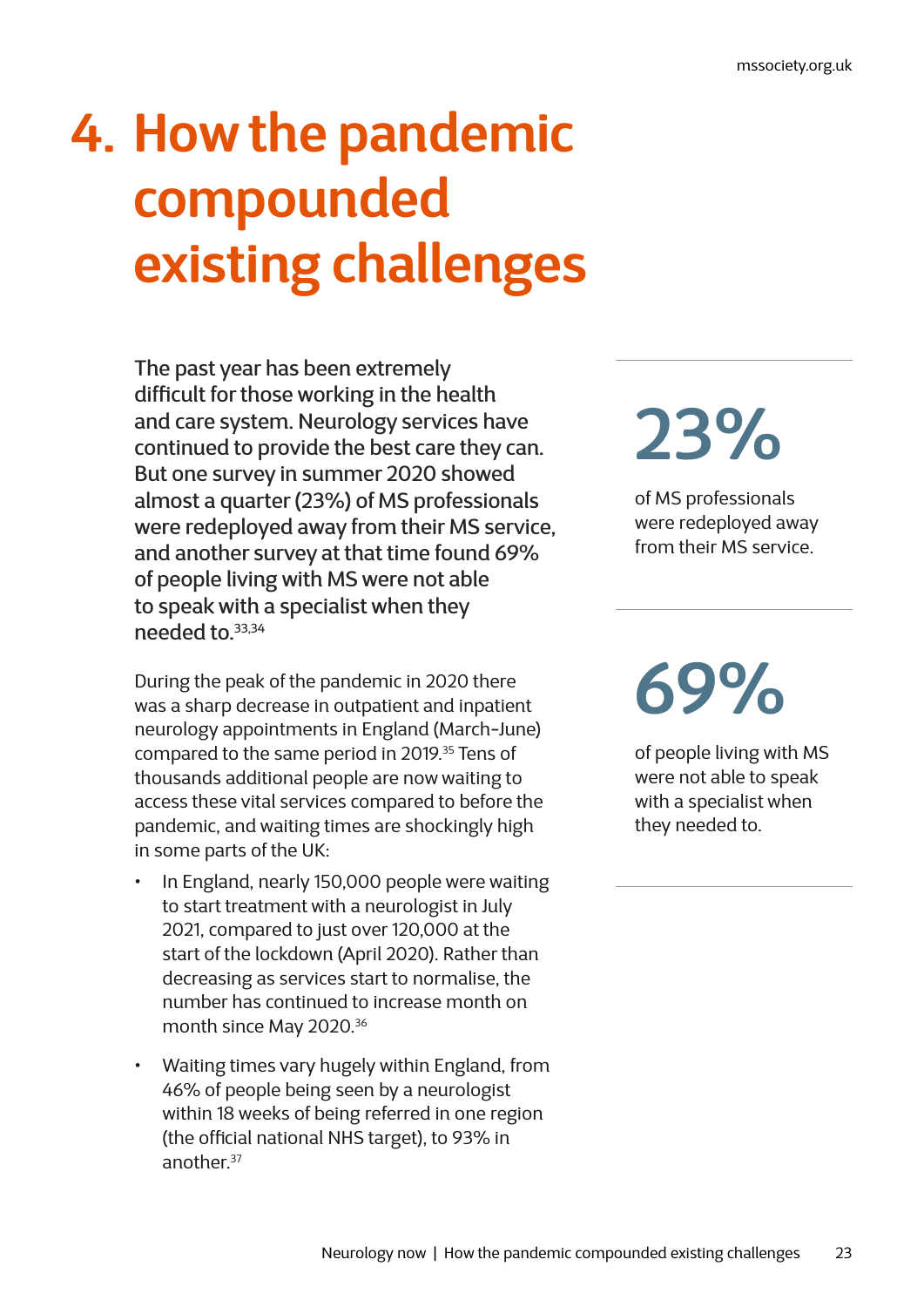# 4. How the pandemic compounded existing challenges

**The past year has been extremely difficult for those working in the health and care system. Neurology services have continued to provide the best care they can. But one survey in summer 2020 showed almost a quarter (23%) of MS professionals were redeployed away from their MS service, and another survey at that time found 69% of people living with MS were not able to speak with a specialist when they needed to.[33,34]**

During the peak of the pandemic in 2020 there was a sharp decrease in outpatient and inpatient neurology appointments in England (March-June) compared to the same period in 2019.[35] Tens of thousands additional people are now waiting to access these vital services compared to before the pandemic, and waiting times are shockingly high in some parts of the UK:

- In England, nearly 150,000 people were waiting to start treatment with a neurologist in July 2021, compared to just over 120,000 at the start of the lockdown (April 2020). Rather than decreasing as services start to normalise, the number has continued to increase month on month since May 2020.[36]
- Waiting times vary hugely within England, from 46% of people being seen by a neurologist within 18 weeks of being referred in one region (the official national NHS target), to 93% in another.[37]

**23%**

of MS professionals were redeployed away from their MS service.

**69%**

of people living with MS were not able to speak with a specialist when they needed to.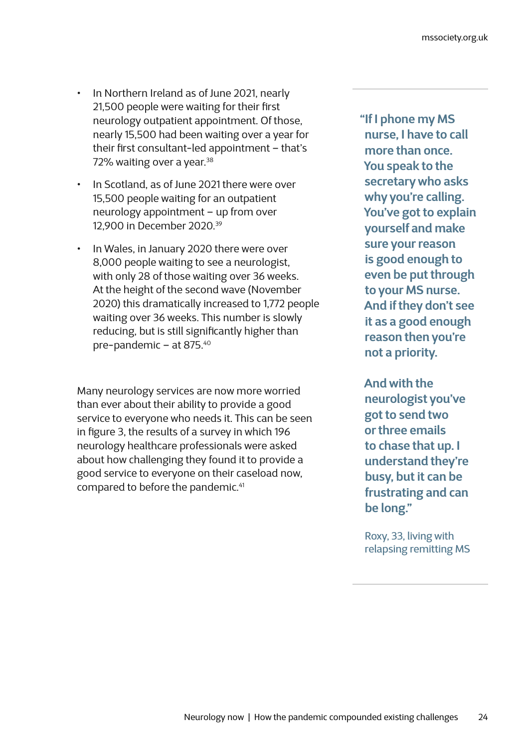- In Northern Ireland as of June 2021, nearly 21,500 people were waiting for their first neurology outpatient appointment. Of those, nearly 15,500 had been waiting over a year for their first consultant-led appointment – that's 72% waiting over a year.[38]
- In Scotland, as of June 2021 there were over 15,500 people waiting for an outpatient neurology appointment – up from over 12,900 in December 2020.[39]
- In Wales, in January 2020 there were over 8,000 people waiting to see a neurologist, with only 28 of those waiting over 36 weeks. At the height of the second wave (November 2020) this dramatically increased to 1,772 people waiting over 36 weeks. This number is slowly reducing, but is still significantly higher than pre-pandemic – at 875.[40]

Many neurology services are now more worried than ever about their ability to provide a good service to everyone who needs it. This can be seen in figure 3, the results of a survey in which 196 neurology healthcare professionals were asked about how challenging they found it to provide a good service to everyone on their caseload now, compared to before the pandemic.[41]

> **"If I phone my MS nurse, I have to call more than once. You speak to the secretary who asks why you're calling. You've got to explain yourself and make sure your reason is good enough to even be put through to your MS nurse. And if they don't see it as a good enough reason then you're not a priority.**
>
> **And with the neurologist you've got to send two or three emails to chase that up. I understand they're busy, but it can be frustrating and can be long."**
>
> Roxy, 33, living with relapsing remitting MS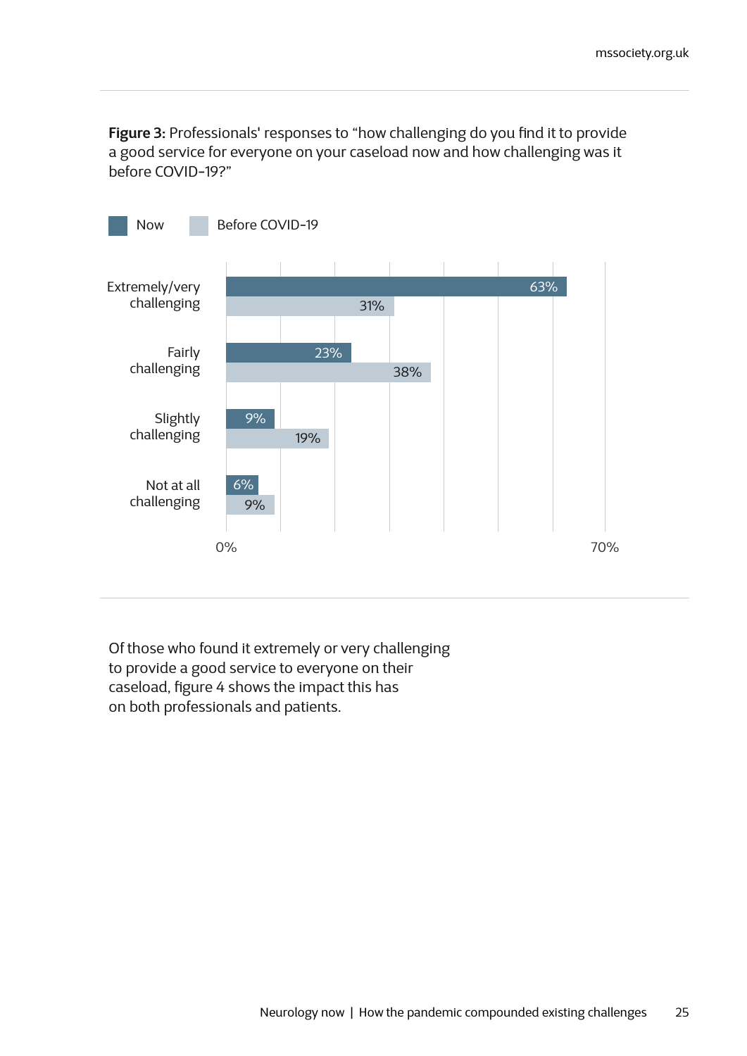**Figure 3:** Professionals' responses to "how challenging do you find it to provide a good service for everyone on your caseload now and how challenging was it before COVID-19?"

| | Now | Before COVID-19 |
|---|---|---|
| Extremely/very challenging | 63% | 31% |
| Fairly challenging | 23% | 38% |
| Slightly challenging | 9% | 19% |
| Not at all challenging | 6% | 9% |

Of those who found it extremely or very challenging to provide a good service to everyone on their caseload, figure 4 shows the impact this has on both professionals and patients.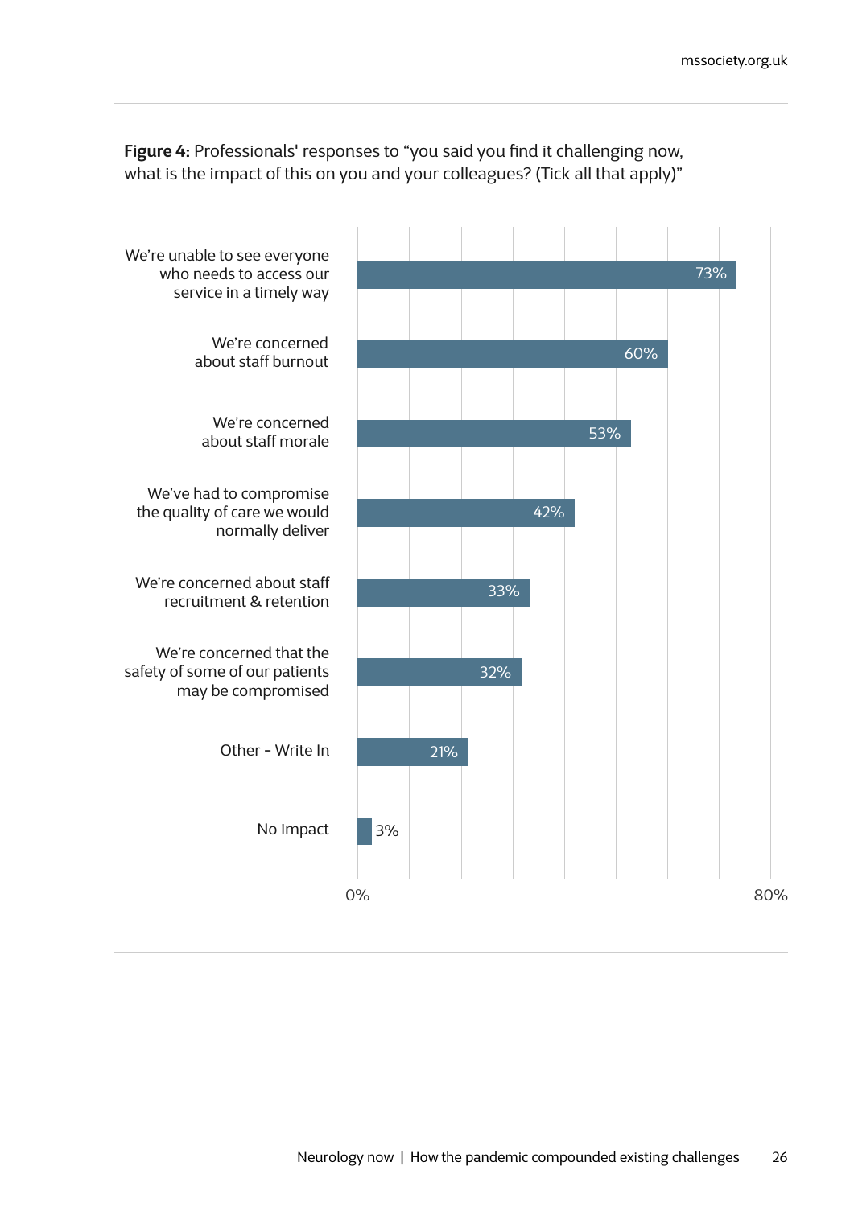**Figure 4:** Professionals' responses to "you said you find it challenging now, what is the impact of this on you and your colleagues? (Tick all that apply)"

| Response | Percentage |
| --- | --- |
| We're unable to see everyone who needs to access our service in a timely way | 73% |
| We're concerned about staff burnout | 60% |
| We're concerned about staff morale | 53% |
| We've had to compromise the quality of care we would normally deliver | 42% |
| We're concerned about staff recruitment & retention | 33% |
| We're concerned that the safety of some of our patients may be compromised | 32% |
| Other - Write In | 21% |
| No impact | 3% |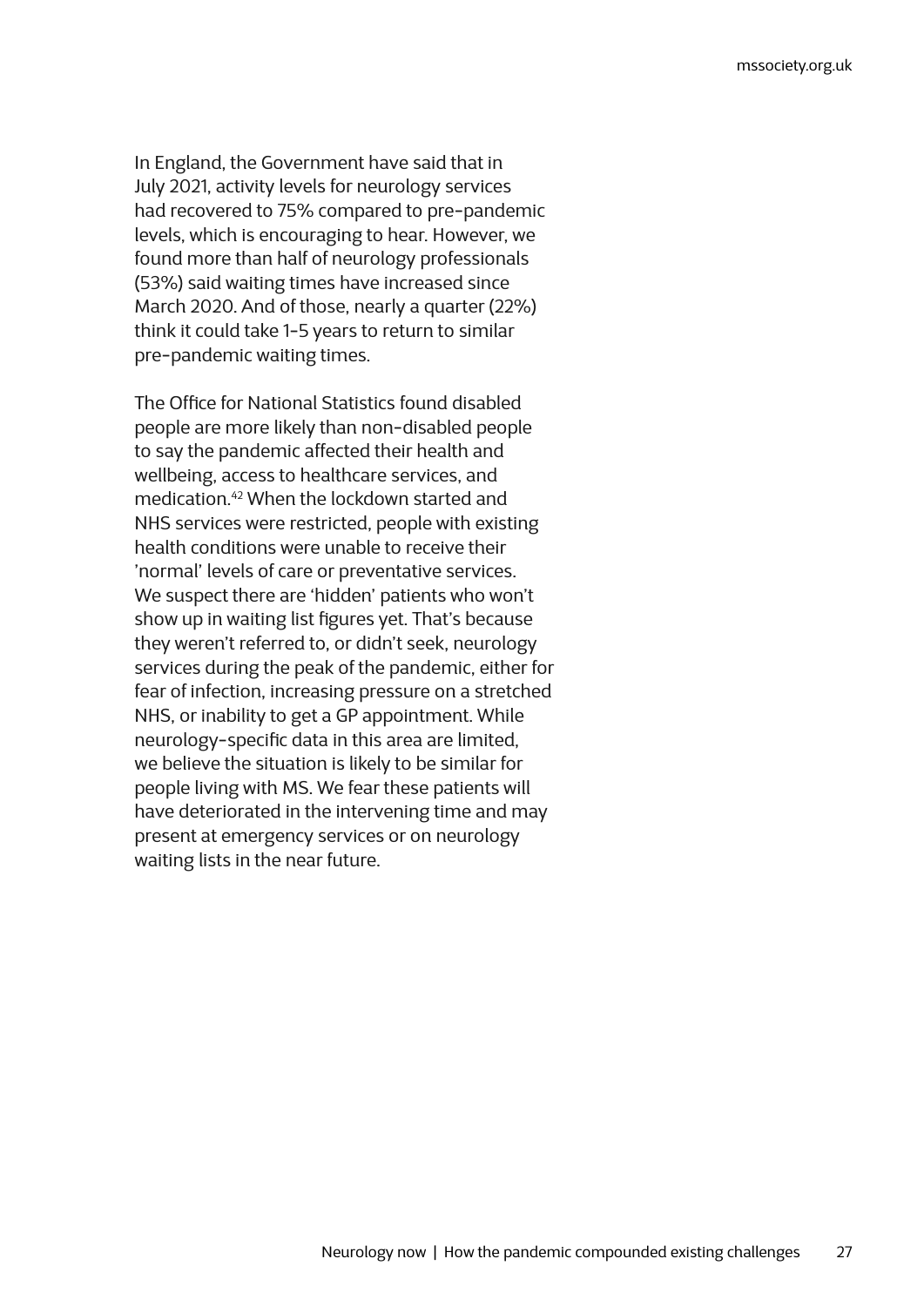In England, the Government have said that in July 2021, activity levels for neurology services had recovered to 75% compared to pre-pandemic levels, which is encouraging to hear. However, we found more than half of neurology professionals (53%) said waiting times have increased since March 2020. And of those, nearly a quarter (22%) think it could take 1-5 years to return to similar pre-pandemic waiting times.

The Office for National Statistics found disabled people are more likely than non-disabled people to say the pandemic affected their health and wellbeing, access to healthcare services, and medication.[42] When the lockdown started and NHS services were restricted, people with existing health conditions were unable to receive their 'normal' levels of care or preventative services. We suspect there are 'hidden' patients who won't show up in waiting list figures yet. That's because they weren't referred to, or didn't seek, neurology services during the peak of the pandemic, either for fear of infection, increasing pressure on a stretched NHS, or inability to get a GP appointment. While neurology-specific data in this area are limited, we believe the situation is likely to be similar for people living with MS. We fear these patients will have deteriorated in the intervening time and may present at emergency services or on neurology waiting lists in the near future.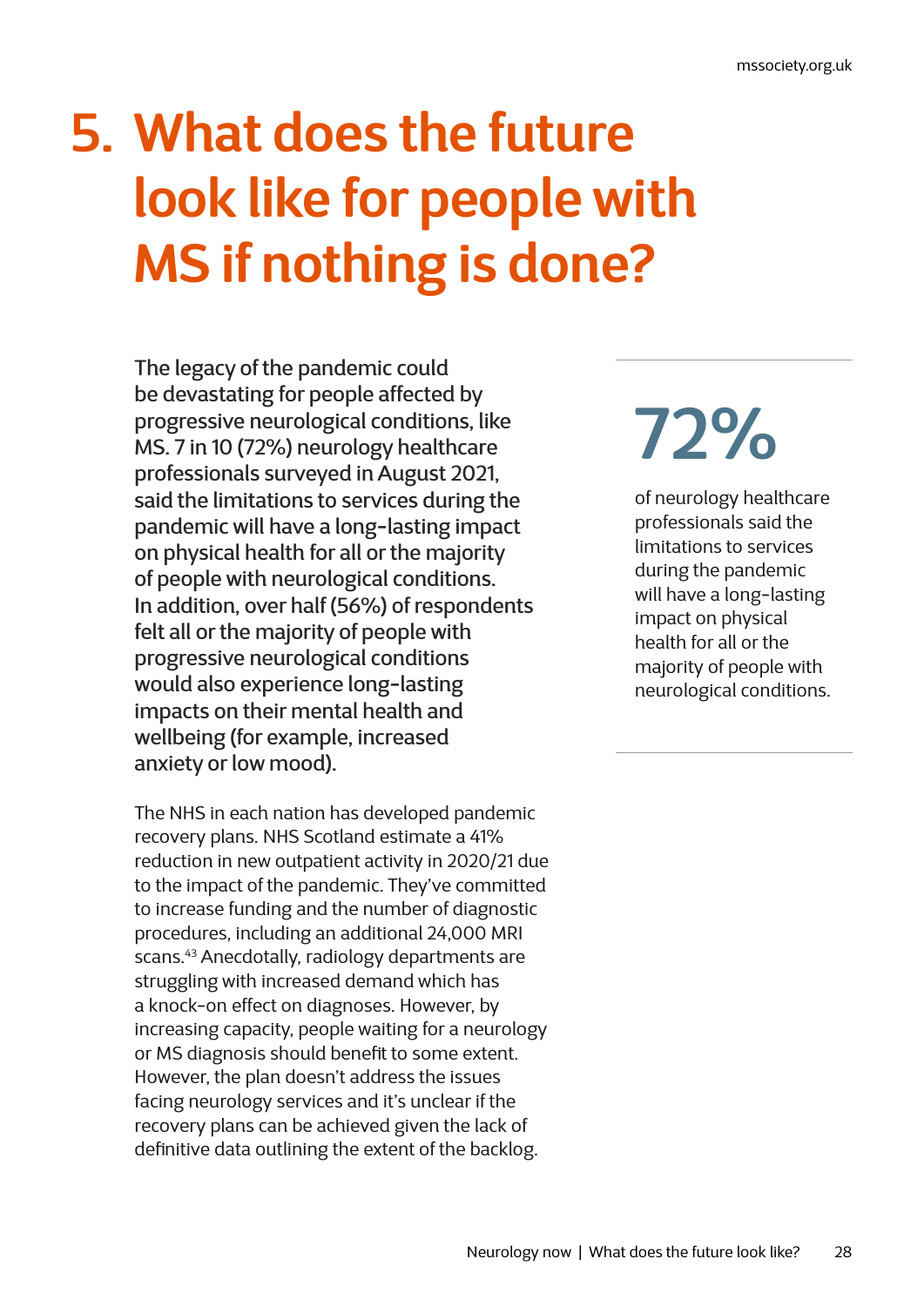# 5. What does the future look like for people with MS if nothing is done?

**The legacy of the pandemic could be devastating for people affected by progressive neurological conditions, like MS. 7 in 10 (72%) neurology healthcare professionals surveyed in August 2021, said the limitations to services during the pandemic will have a long-lasting impact on physical health for all or the majority of people with neurological conditions. In addition, over half (56%) of respondents felt all or the majority of people with progressive neurological conditions would also experience long-lasting impacts on their mental health and wellbeing (for example, increased anxiety or low mood).**

The NHS in each nation has developed pandemic recovery plans. NHS Scotland estimate a 41% reduction in new outpatient activity in 2020/21 due to the impact of the pandemic. They've committed to increase funding and the number of diagnostic procedures, including an additional 24,000 MRI scans.[43] Anecdotally, radiology departments are struggling with increased demand which has a knock-on effect on diagnoses. However, by increasing capacity, people waiting for a neurology or MS diagnosis should benefit to some extent. However, the plan doesn't address the issues facing neurology services and it's unclear if the recovery plans can be achieved given the lack of definitive data outlining the extent of the backlog.

**72%**

of neurology healthcare professionals said the limitations to services during the pandemic will have a long-lasting impact on physical health for all or the majority of people with neurological conditions.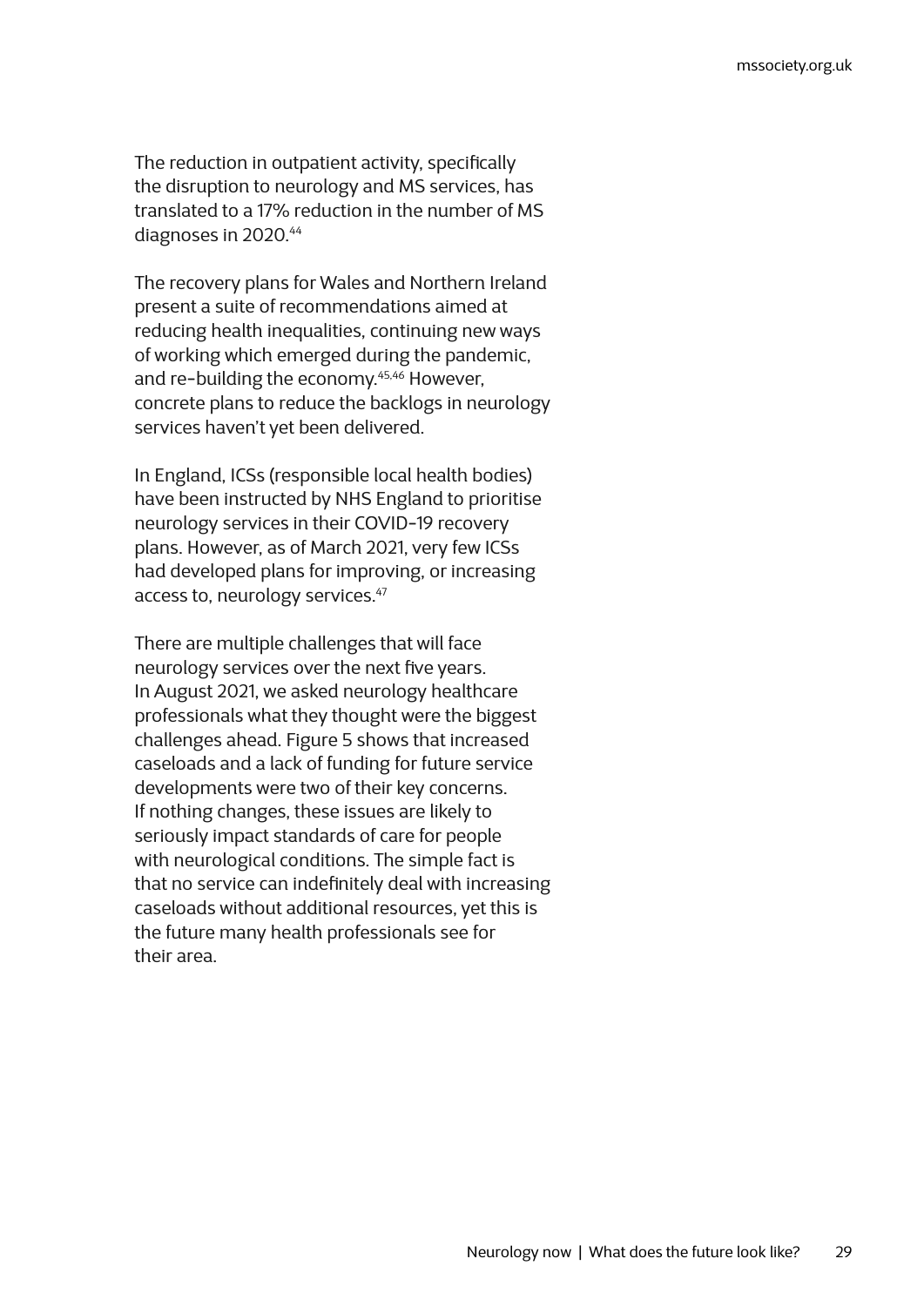The reduction in outpatient activity, specifically the disruption to neurology and MS services, has translated to a 17% reduction in the number of MS diagnoses in 2020.[44]

The recovery plans for Wales and Northern Ireland present a suite of recommendations aimed at reducing health inequalities, continuing new ways of working which emerged during the pandemic, and re-building the economy.[45,46] However, concrete plans to reduce the backlogs in neurology services haven't yet been delivered.

In England, ICSs (responsible local health bodies) have been instructed by NHS England to prioritise neurology services in their COVID-19 recovery plans. However, as of March 2021, very few ICSs had developed plans for improving, or increasing access to, neurology services.[47]

There are multiple challenges that will face neurology services over the next five years. In August 2021, we asked neurology healthcare professionals what they thought were the biggest challenges ahead. Figure 5 shows that increased caseloads and a lack of funding for future service developments were two of their key concerns. If nothing changes, these issues are likely to seriously impact standards of care for people with neurological conditions. The simple fact is that no service can indefinitely deal with increasing caseloads without additional resources, yet this is the future many health professionals see for their area.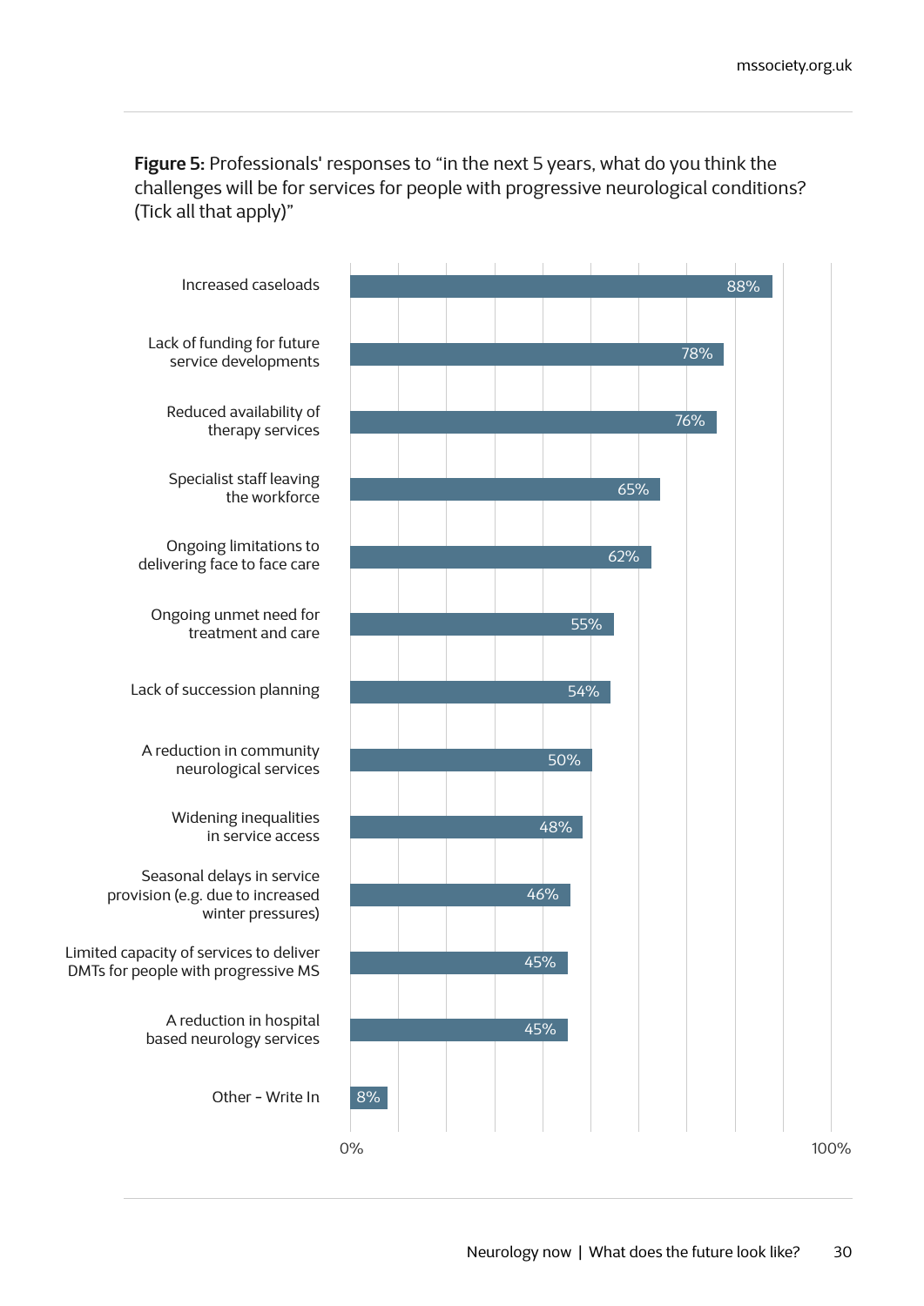**Figure 5:** Professionals' responses to "in the next 5 years, what do you think the challenges will be for services for people with progressive neurological conditions? (Tick all that apply)"

| Challenge | Percentage |
|---|---|
| Increased caseloads | 88% |
| Lack of funding for future service developments | 78% |
| Reduced availability of therapy services | 76% |
| Specialist staff leaving the workforce | 65% |
| Ongoing limitations to delivering face to face care | 62% |
| Ongoing unmet need for treatment and care | 55% |
| Lack of succession planning | 54% |
| A reduction in community neurological services | 50% |
| Widening inequalities in service access | 48% |
| Seasonal delays in service provision (e.g. due to increased winter pressures) | 46% |
| Limited capacity of services to deliver DMTs for people with progressive MS | 45% |
| A reduction in hospital based neurology services | 45% |
| Other - Write In | 8% |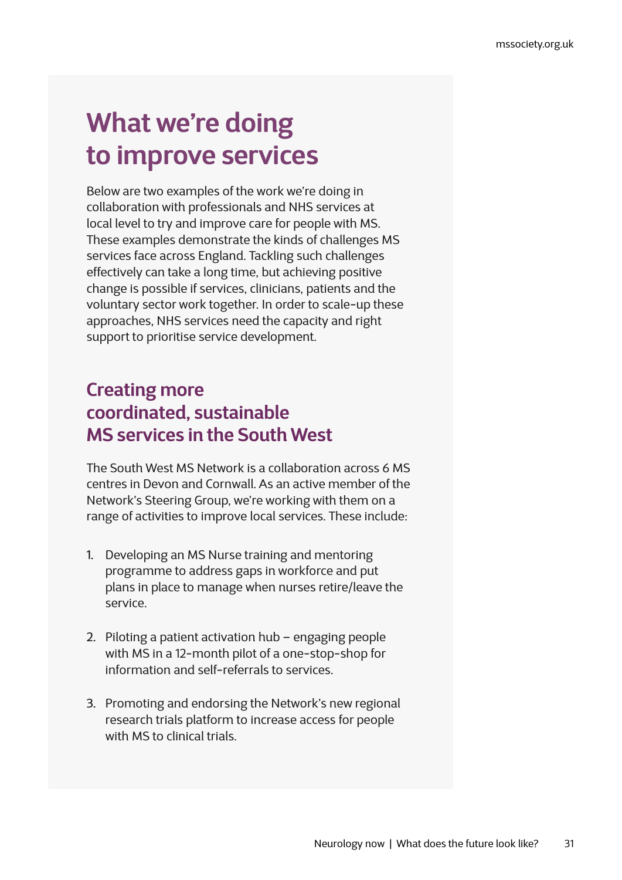# What we're doing to improve services

Below are two examples of the work we're doing in collaboration with professionals and NHS services at local level to try and improve care for people with MS. These examples demonstrate the kinds of challenges MS services face across England. Tackling such challenges effectively can take a long time, but achieving positive change is possible if services, clinicians, patients and the voluntary sector work together. In order to scale-up these approaches, NHS services need the capacity and right support to prioritise service development.

## Creating more coordinated, sustainable MS services in the South West

The South West MS Network is a collaboration across 6 MS centres in Devon and Cornwall. As an active member of the Network's Steering Group, we're working with them on a range of activities to improve local services. These include:

1. Developing an MS Nurse training and mentoring programme to address gaps in workforce and put plans in place to manage when nurses retire/leave the service.

2. Piloting a patient activation hub – engaging people with MS in a 12-month pilot of a one-stop-shop for information and self-referrals to services.

3. Promoting and endorsing the Network's new regional research trials platform to increase access for people with MS to clinical trials.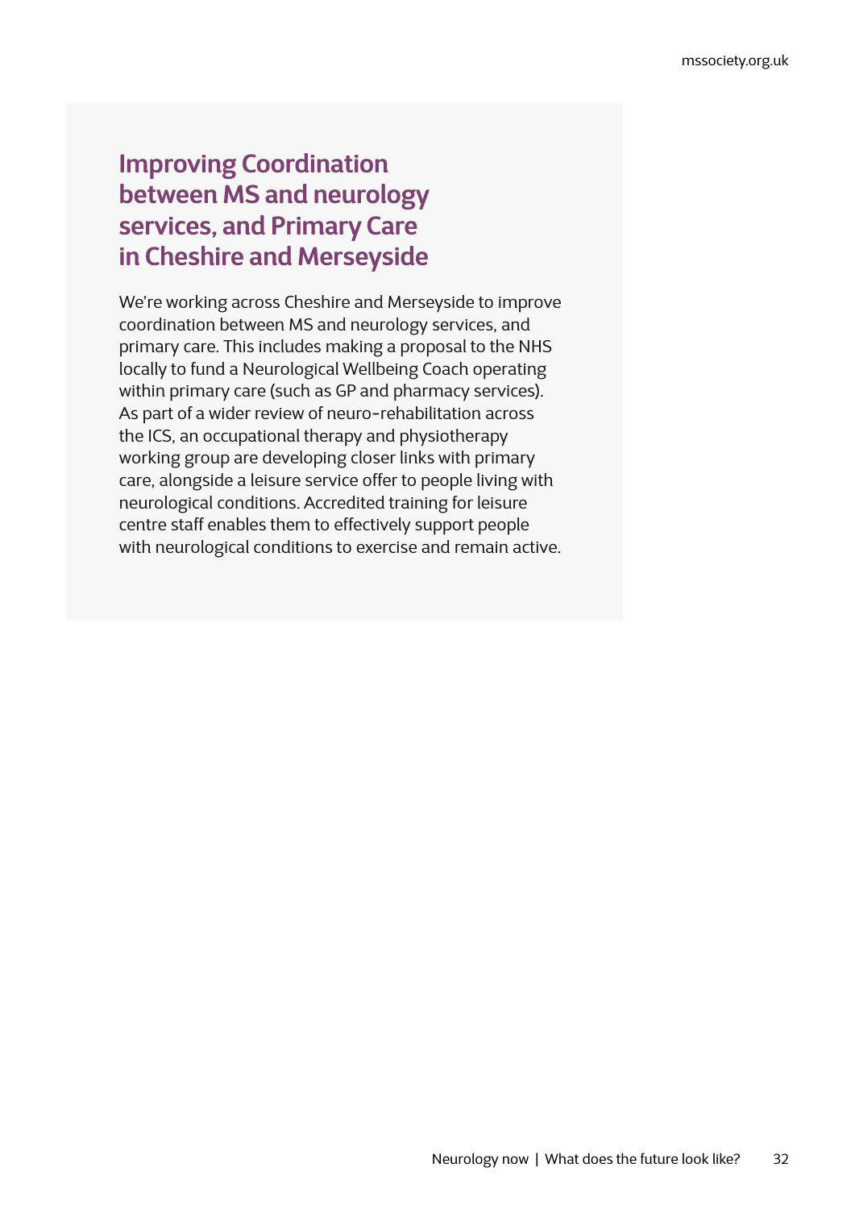## Improving Coordination between MS and neurology services, and Primary Care in Cheshire and Merseyside

We're working across Cheshire and Merseyside to improve coordination between MS and neurology services, and primary care. This includes making a proposal to the NHS locally to fund a Neurological Wellbeing Coach operating within primary care (such as GP and pharmacy services). As part of a wider review of neuro-rehabilitation across the ICS, an occupational therapy and physiotherapy working group are developing closer links with primary care, alongside a leisure service offer to people living with neurological conditions. Accredited training for leisure centre staff enables them to effectively support people with neurological conditions to exercise and remain active.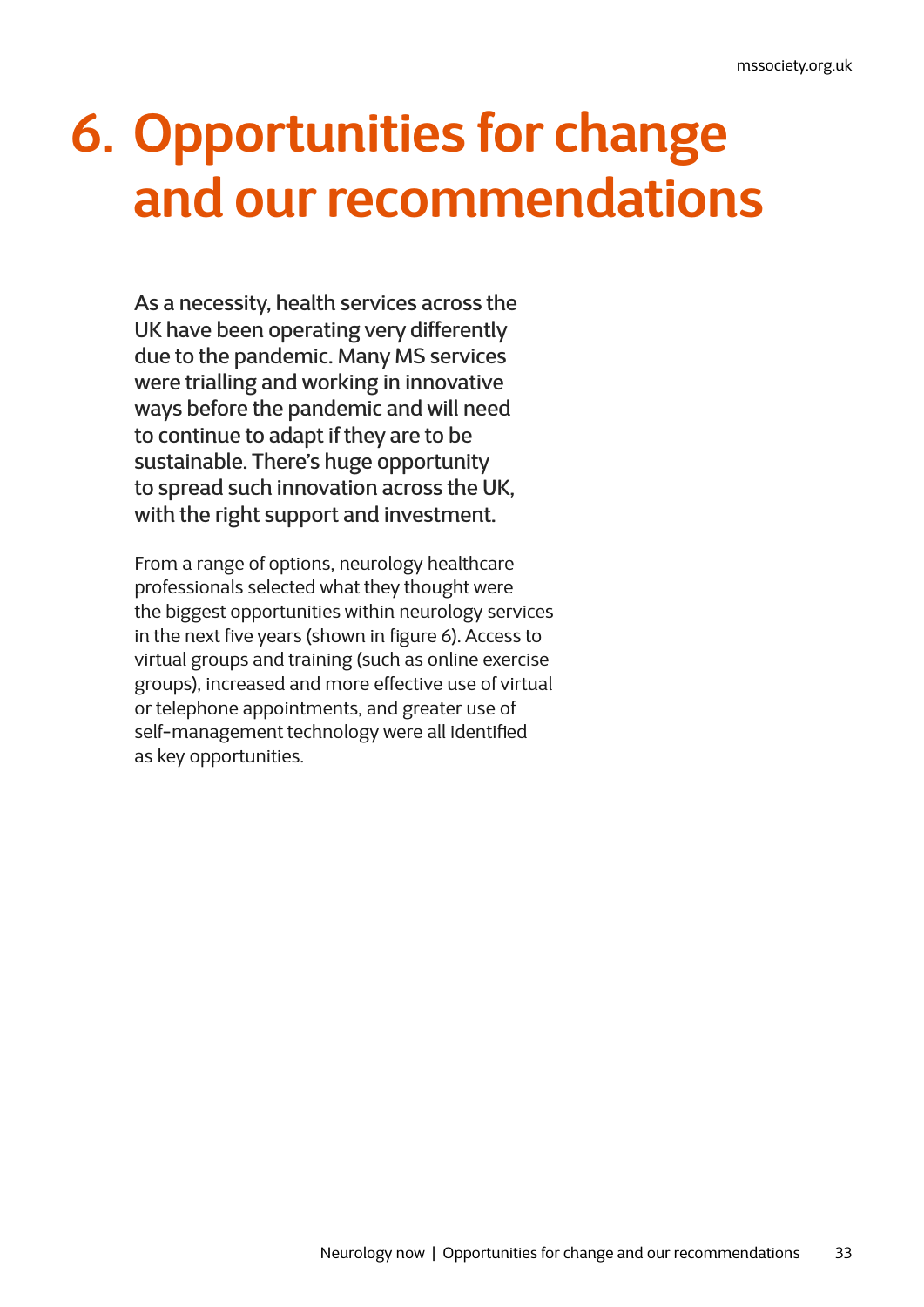# 6. Opportunities for change and our recommendations

**As a necessity, health services across the UK have been operating very differently due to the pandemic. Many MS services were trialling and working in innovative ways before the pandemic and will need to continue to adapt if they are to be sustainable. There's huge opportunity to spread such innovation across the UK, with the right support and investment.**

From a range of options, neurology healthcare professionals selected what they thought were the biggest opportunities within neurology services in the next five years (shown in figure 6). Access to virtual groups and training (such as online exercise groups), increased and more effective use of virtual or telephone appointments, and greater use of self-management technology were all identified as key opportunities.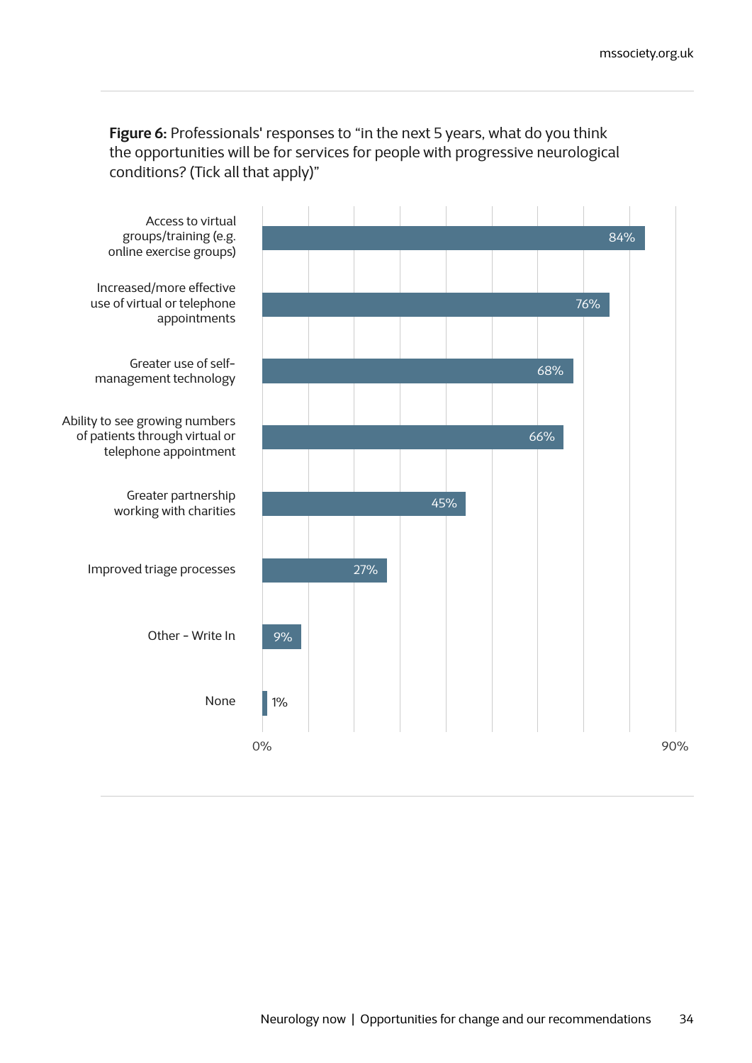**Figure 6:** Professionals' responses to "in the next 5 years, what do you think the opportunities will be for services for people with progressive neurological conditions? (Tick all that apply)"

| Response | Percentage |
|---|---|
| Access to virtual groups/training (e.g. online exercise groups) | 84% |
| Increased/more effective use of virtual or telephone appointments | 76% |
| Greater use of self-management technology | 68% |
| Ability to see growing numbers of patients through virtual or telephone appointment | 66% |
| Greater partnership working with charities | 45% |
| Improved triage processes | 27% |
| Other - Write In | 9% |
| None | 1% |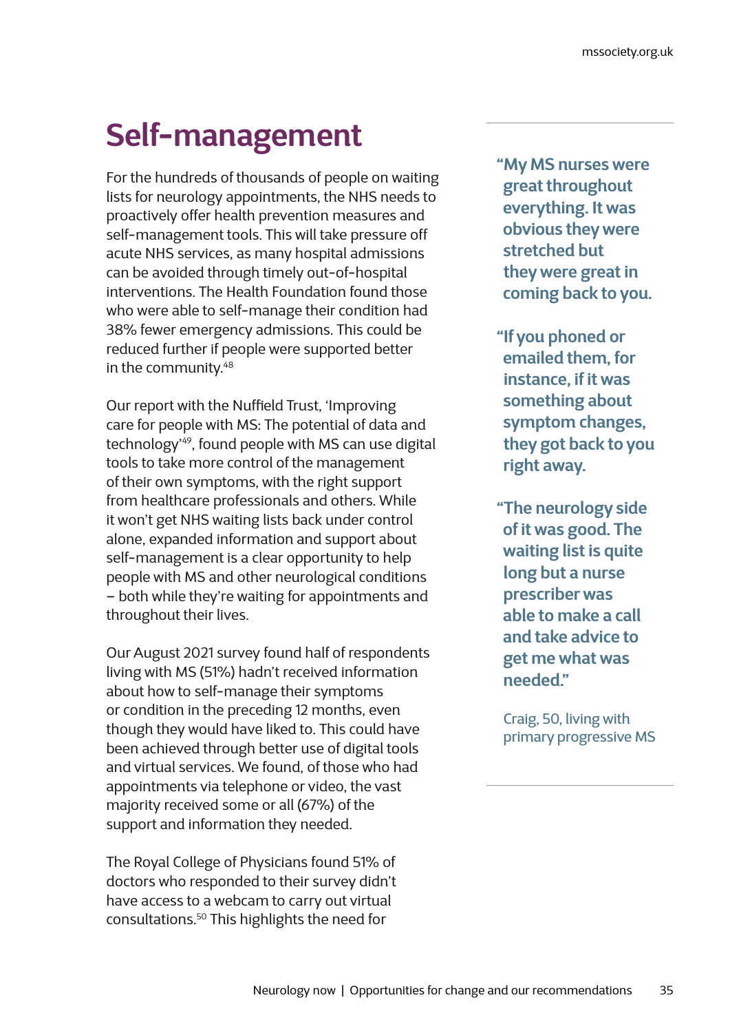# Self-management

For the hundreds of thousands of people on waiting lists for neurology appointments, the NHS needs to proactively offer health prevention measures and self-management tools. This will take pressure off acute NHS services, as many hospital admissions can be avoided through timely out-of-hospital interventions. The Health Foundation found those who were able to self-manage their condition had 38% fewer emergency admissions. This could be reduced further if people were supported better in the community.[48]

Our report with the Nuffield Trust, 'Improving care for people with MS: The potential of data and technology'[49], found people with MS can use digital tools to take more control of the management of their own symptoms, with the right support from healthcare professionals and others. While it won't get NHS waiting lists back under control alone, expanded information and support about self-management is a clear opportunity to help people with MS and other neurological conditions – both while they're waiting for appointments and throughout their lives.

Our August 2021 survey found half of respondents living with MS (51%) hadn't received information about how to self-manage their symptoms or condition in the preceding 12 months, even though they would have liked to. This could have been achieved through better use of digital tools and virtual services. We found, of those who had appointments via telephone or video, the vast majority received some or all (67%) of the support and information they needed.

The Royal College of Physicians found 51% of doctors who responded to their survey didn't have access to a webcam to carry out virtual consultations.[50] This highlights the need for

> **"My MS nurses were great throughout everything. It was obvious they were stretched but they were great in coming back to you.**
>
> **"If you phoned or emailed them, for instance, if it was something about symptom changes, they got back to you right away.**
>
> **"The neurology side of it was good. The waiting list is quite long but a nurse prescriber was able to make a call and take advice to get me what was needed."**
>
> Craig, 50, living with primary progressive MS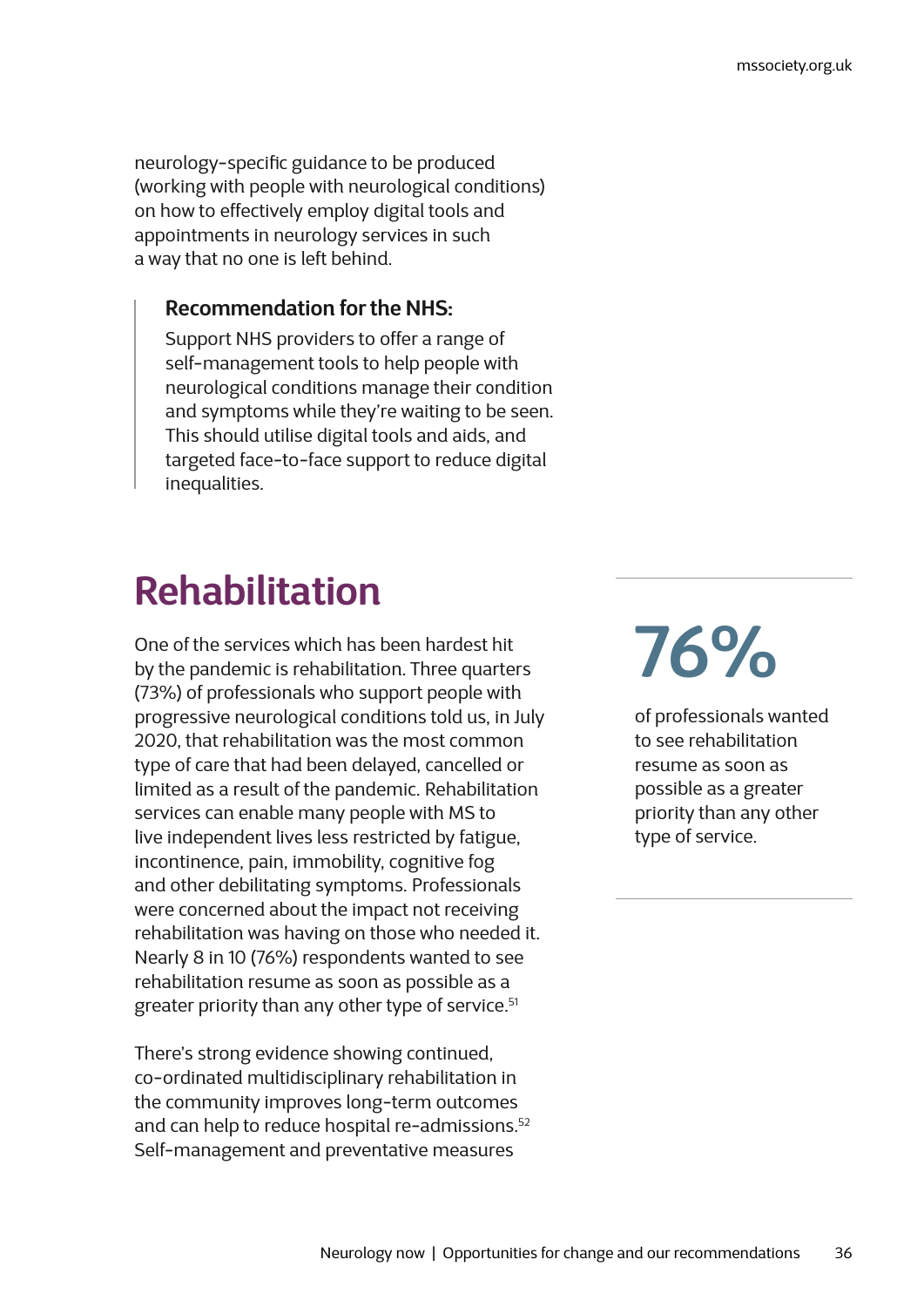neurology-specific guidance to be produced (working with people with neurological conditions) on how to effectively employ digital tools and appointments in neurology services in such a way that no one is left behind.

> **Recommendation for the NHS:**
>
> Support NHS providers to offer a range of self-management tools to help people with neurological conditions manage their condition and symptoms while they're waiting to be seen. This should utilise digital tools and aids, and targeted face-to-face support to reduce digital inequalities.

## Rehabilitation

One of the services which has been hardest hit by the pandemic is rehabilitation. Three quarters (73%) of professionals who support people with progressive neurological conditions told us, in July 2020, that rehabilitation was the most common type of care that had been delayed, cancelled or limited as a result of the pandemic. Rehabilitation services can enable many people with MS to live independent lives less restricted by fatigue, incontinence, pain, immobility, cognitive fog and other debilitating symptoms. Professionals were concerned about the impact not receiving rehabilitation was having on those who needed it. Nearly 8 in 10 (76%) respondents wanted to see rehabilitation resume as soon as possible as a greater priority than any other type of service.[51]

> **76%**
>
> of professionals wanted to see rehabilitation resume as soon as possible as a greater priority than any other type of service.

There's strong evidence showing continued, co-ordinated multidisciplinary rehabilitation in the community improves long-term outcomes and can help to reduce hospital re-admissions.[52] Self-management and preventative measures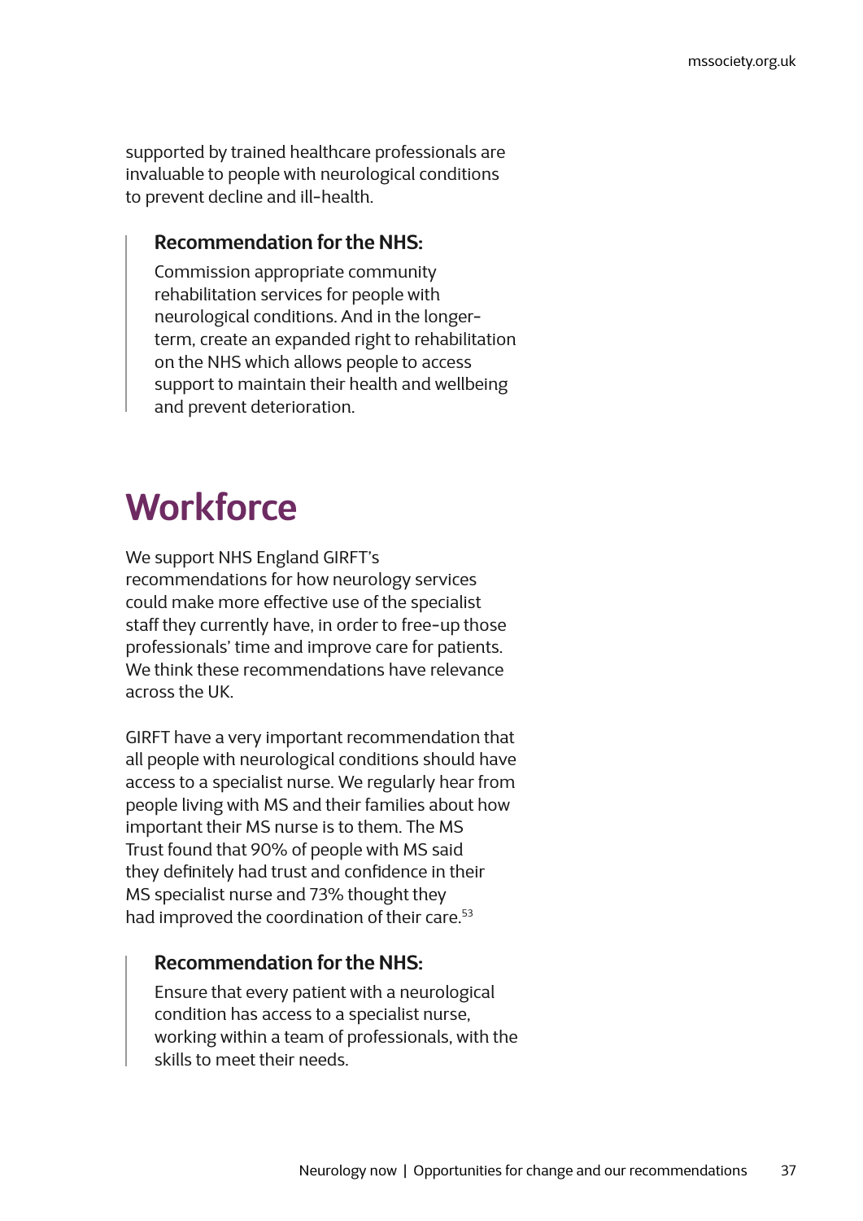supported by trained healthcare professionals are invaluable to people with neurological conditions to prevent decline and ill-health.

> **Recommendation for the NHS:**
>
> Commission appropriate community rehabilitation services for people with neurological conditions. And in the longer-term, create an expanded right to rehabilitation on the NHS which allows people to access support to maintain their health and wellbeing and prevent deterioration.

# Workforce

We support NHS England GIRFT's recommendations for how neurology services could make more effective use of the specialist staff they currently have, in order to free-up those professionals' time and improve care for patients. We think these recommendations have relevance across the UK.

GIRFT have a very important recommendation that all people with neurological conditions should have access to a specialist nurse. We regularly hear from people living with MS and their families about how important their MS nurse is to them. The MS Trust found that 90% of people with MS said they definitely had trust and confidence in their MS specialist nurse and 73% thought they had improved the coordination of their care.[53]

> **Recommendation for the NHS:**
>
> Ensure that every patient with a neurological condition has access to a specialist nurse, working within a team of professionals, with the skills to meet their needs.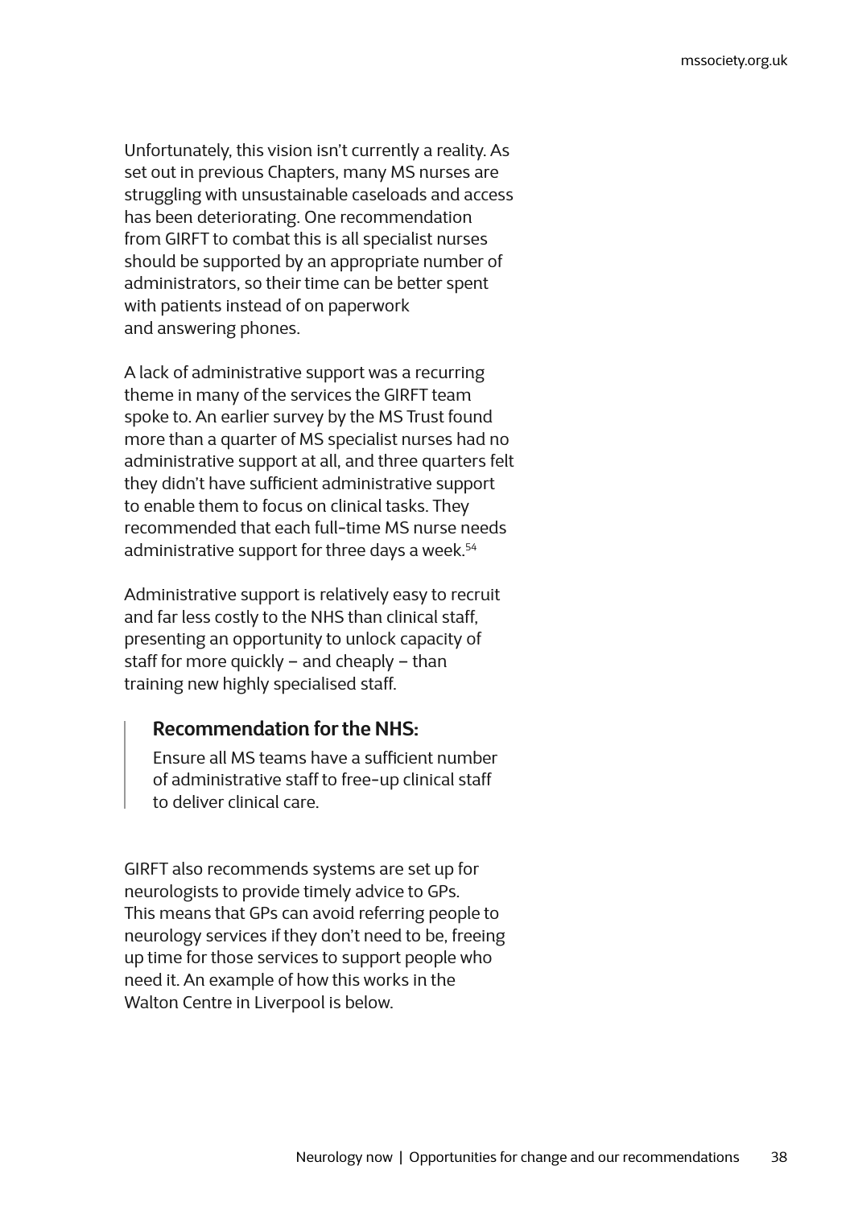Unfortunately, this vision isn't currently a reality. As set out in previous Chapters, many MS nurses are struggling with unsustainable caseloads and access has been deteriorating. One recommendation from GIRFT to combat this is all specialist nurses should be supported by an appropriate number of administrators, so their time can be better spent with patients instead of on paperwork and answering phones.

A lack of administrative support was a recurring theme in many of the services the GIRFT team spoke to. An earlier survey by the MS Trust found more than a quarter of MS specialist nurses had no administrative support at all, and three quarters felt they didn't have sufficient administrative support to enable them to focus on clinical tasks. They recommended that each full-time MS nurse needs administrative support for three days a week.[54]

Administrative support is relatively easy to recruit and far less costly to the NHS than clinical staff, presenting an opportunity to unlock capacity of staff for more quickly – and cheaply – than training new highly specialised staff.

> **Recommendation for the NHS:**
>
> Ensure all MS teams have a sufficient number of administrative staff to free-up clinical staff to deliver clinical care.

GIRFT also recommends systems are set up for neurologists to provide timely advice to GPs. This means that GPs can avoid referring people to neurology services if they don't need to be, freeing up time for those services to support people who need it. An example of how this works in the Walton Centre in Liverpool is below.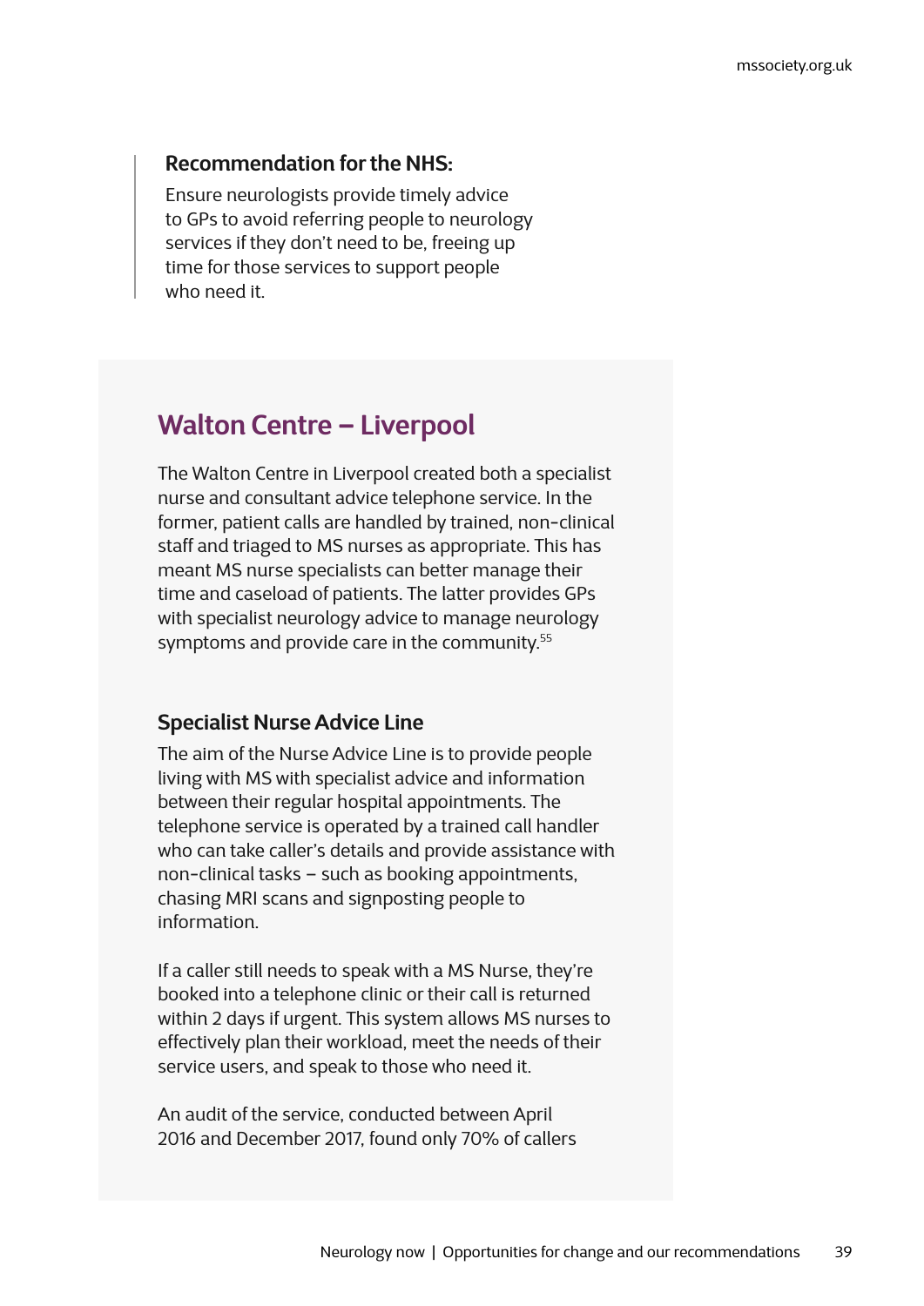**Recommendation for the NHS:**

Ensure neurologists provide timely advice to GPs to avoid referring people to neurology services if they don't need to be, freeing up time for those services to support people who need it.

## Walton Centre – Liverpool

The Walton Centre in Liverpool created both a specialist nurse and consultant advice telephone service. In the former, patient calls are handled by trained, non-clinical staff and triaged to MS nurses as appropriate. This has meant MS nurse specialists can better manage their time and caseload of patients. The latter provides GPs with specialist neurology advice to manage neurology symptoms and provide care in the community.[55]

### Specialist Nurse Advice Line

The aim of the Nurse Advice Line is to provide people living with MS with specialist advice and information between their regular hospital appointments. The telephone service is operated by a trained call handler who can take caller's details and provide assistance with non-clinical tasks – such as booking appointments, chasing MRI scans and signposting people to information.

If a caller still needs to speak with a MS Nurse, they're booked into a telephone clinic or their call is returned within 2 days if urgent. This system allows MS nurses to effectively plan their workload, meet the needs of their service users, and speak to those who need it.

An audit of the service, conducted between April 2016 and December 2017, found only 70% of callers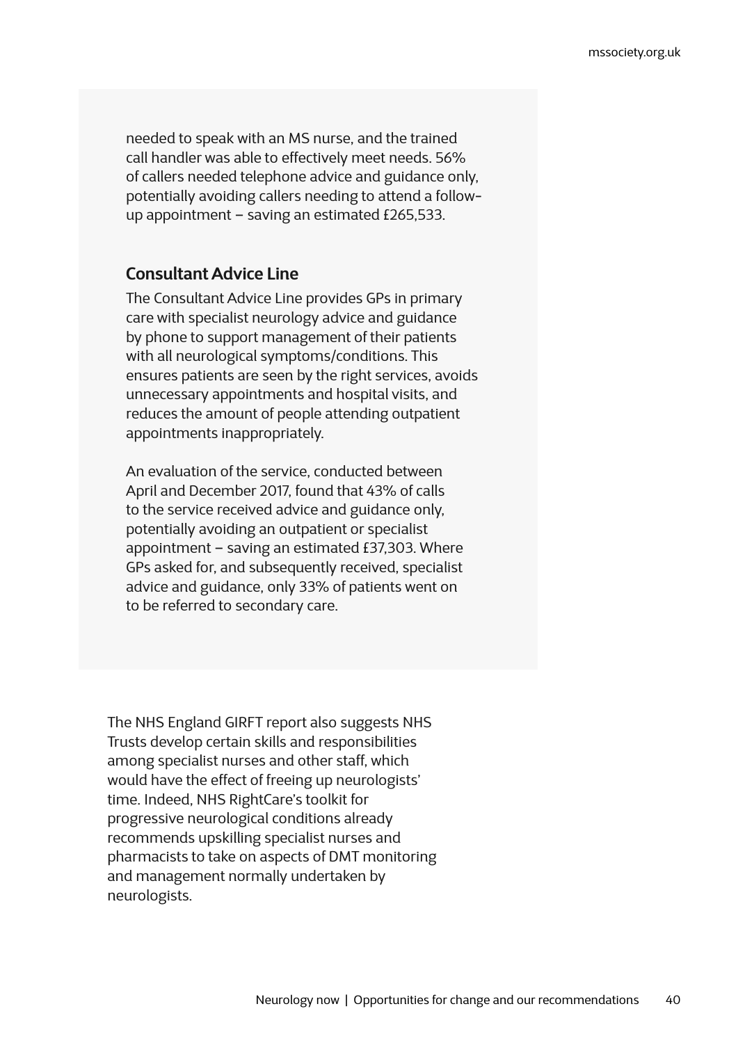needed to speak with an MS nurse, and the trained call handler was able to effectively meet needs. 56% of callers needed telephone advice and guidance only, potentially avoiding callers needing to attend a follow-up appointment – saving an estimated £265,533.

### Consultant Advice Line

The Consultant Advice Line provides GPs in primary care with specialist neurology advice and guidance by phone to support management of their patients with all neurological symptoms/conditions. This ensures patients are seen by the right services, avoids unnecessary appointments and hospital visits, and reduces the amount of people attending outpatient appointments inappropriately.

An evaluation of the service, conducted between April and December 2017, found that 43% of calls to the service received advice and guidance only, potentially avoiding an outpatient or specialist appointment – saving an estimated £37,303. Where GPs asked for, and subsequently received, specialist advice and guidance, only 33% of patients went on to be referred to secondary care.

The NHS England GIRFT report also suggests NHS Trusts develop certain skills and responsibilities among specialist nurses and other staff, which would have the effect of freeing up neurologists' time. Indeed, NHS RightCare's toolkit for progressive neurological conditions already recommends upskilling specialist nurses and pharmacists to take on aspects of DMT monitoring and management normally undertaken by neurologists.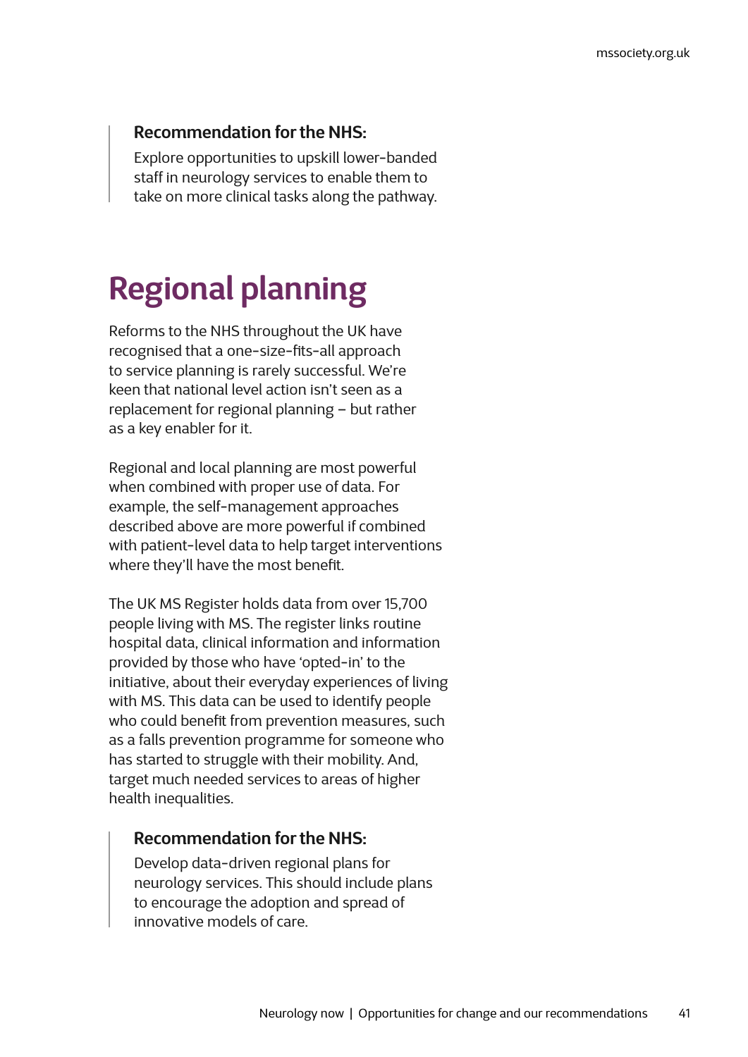**Recommendation for the NHS:**

Explore opportunities to upskill lower-banded staff in neurology services to enable them to take on more clinical tasks along the pathway.

# Regional planning

Reforms to the NHS throughout the UK have recognised that a one-size-fits-all approach to service planning is rarely successful. We're keen that national level action isn't seen as a replacement for regional planning – but rather as a key enabler for it.

Regional and local planning are most powerful when combined with proper use of data. For example, the self-management approaches described above are more powerful if combined with patient-level data to help target interventions where they'll have the most benefit.

The UK MS Register holds data from over 15,700 people living with MS. The register links routine hospital data, clinical information and information provided by those who have 'opted-in' to the initiative, about their everyday experiences of living with MS. This data can be used to identify people who could benefit from prevention measures, such as a falls prevention programme for someone who has started to struggle with their mobility. And, target much needed services to areas of higher health inequalities.

**Recommendation for the NHS:**

Develop data-driven regional plans for neurology services. This should include plans to encourage the adoption and spread of innovative models of care.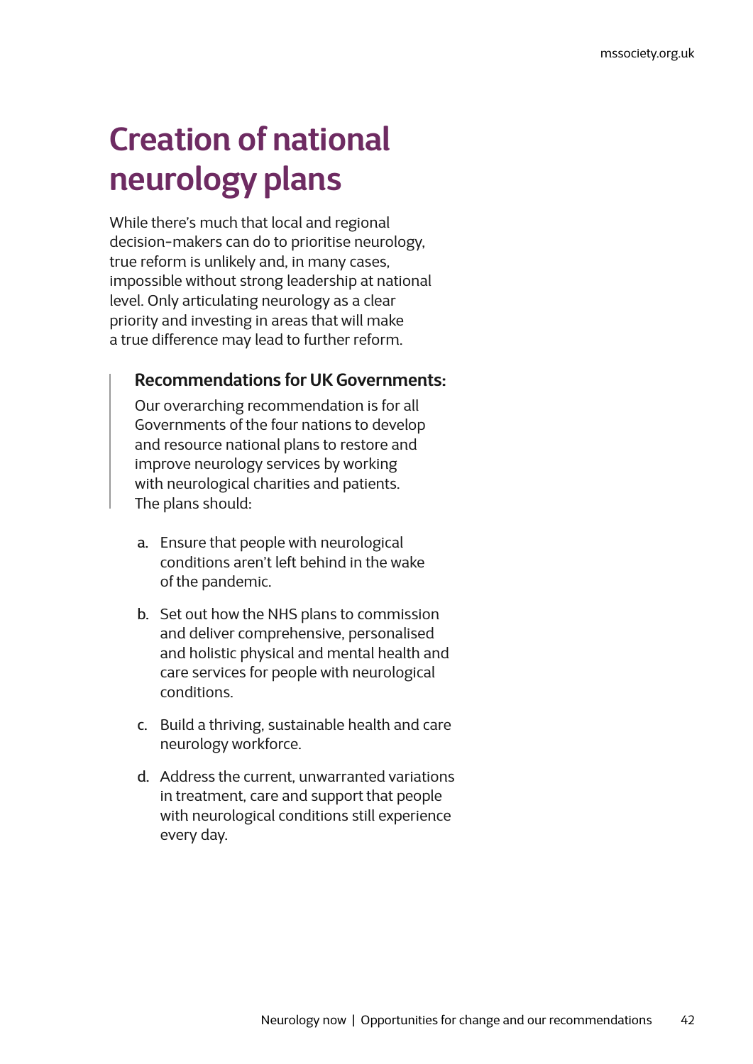# Creation of national neurology plans

While there's much that local and regional decision-makers can do to prioritise neurology, true reform is unlikely and, in many cases, impossible without strong leadership at national level. Only articulating neurology as a clear priority and investing in areas that will make a true difference may lead to further reform.

> **Recommendations for UK Governments:**
>
> Our overarching recommendation is for all Governments of the four nations to develop and resource national plans to restore and improve neurology services by working with neurological charities and patients. The plans should:

a. Ensure that people with neurological conditions aren't left behind in the wake of the pandemic.

b. Set out how the NHS plans to commission and deliver comprehensive, personalised and holistic physical and mental health and care services for people with neurological conditions.

c. Build a thriving, sustainable health and care neurology workforce.

d. Address the current, unwarranted variations in treatment, care and support that people with neurological conditions still experience every day.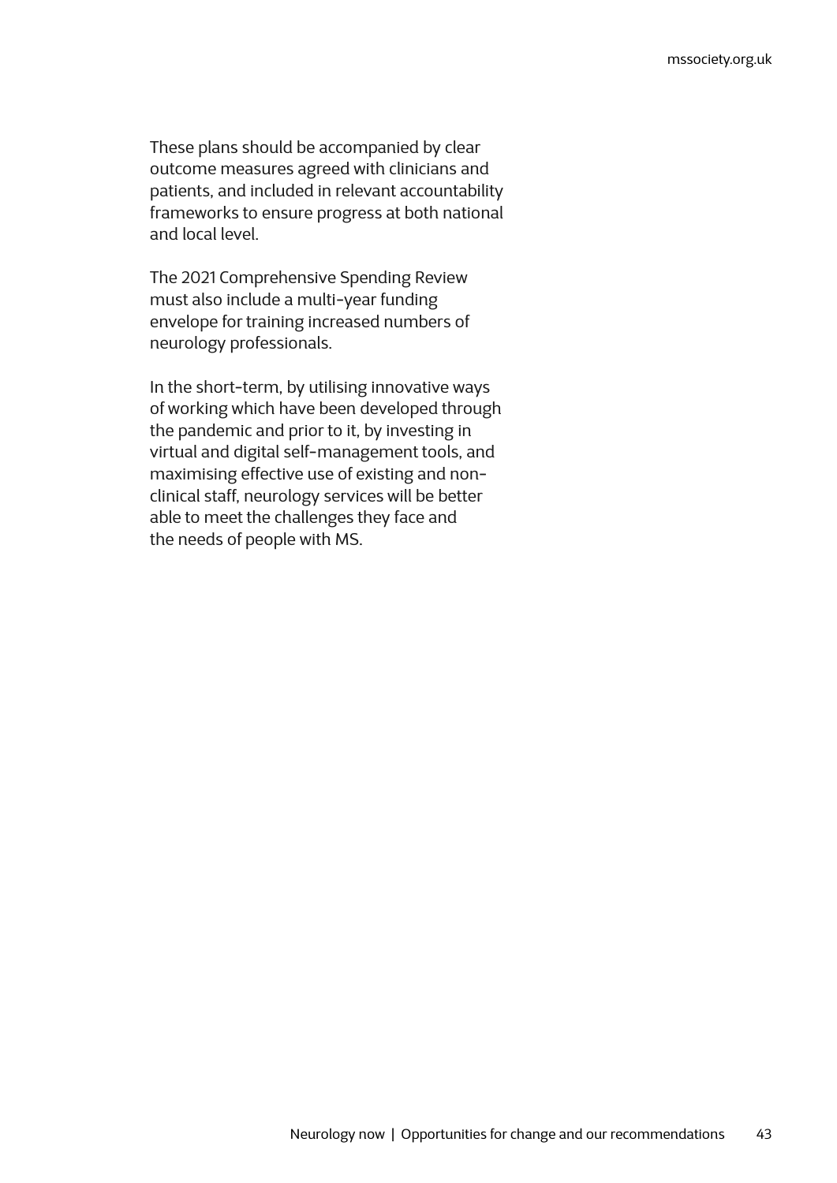These plans should be accompanied by clear outcome measures agreed with clinicians and patients, and included in relevant accountability frameworks to ensure progress at both national and local level.

The 2021 Comprehensive Spending Review must also include a multi-year funding envelope for training increased numbers of neurology professionals.

In the short-term, by utilising innovative ways of working which have been developed through the pandemic and prior to it, by investing in virtual and digital self-management tools, and maximising effective use of existing and non-clinical staff, neurology services will be better able to meet the challenges they face and the needs of people with MS.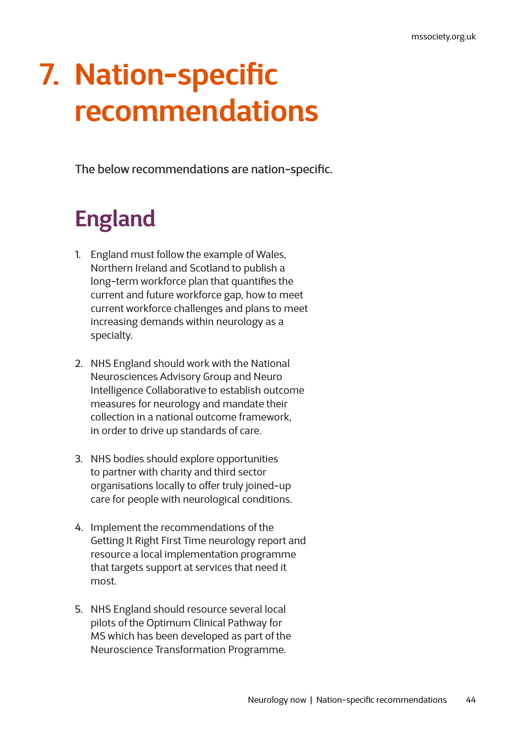# 7. Nation-specific recommendations

The below recommendations are nation-specific.

## England

1. England must follow the example of Wales, Northern Ireland and Scotland to publish a long-term workforce plan that quantifies the current and future workforce gap, how to meet current workforce challenges and plans to meet increasing demands within neurology as a specialty.

2. NHS England should work with the National Neurosciences Advisory Group and Neuro Intelligence Collaborative to establish outcome measures for neurology and mandate their collection in a national outcome framework, in order to drive up standards of care.

3. NHS bodies should explore opportunities to partner with charity and third sector organisations locally to offer truly joined-up care for people with neurological conditions.

4. Implement the recommendations of the Getting It Right First Time neurology report and resource a local implementation programme that targets support at services that need it most.

5. NHS England should resource several local pilots of the Optimum Clinical Pathway for MS which has been developed as part of the Neuroscience Transformation Programme.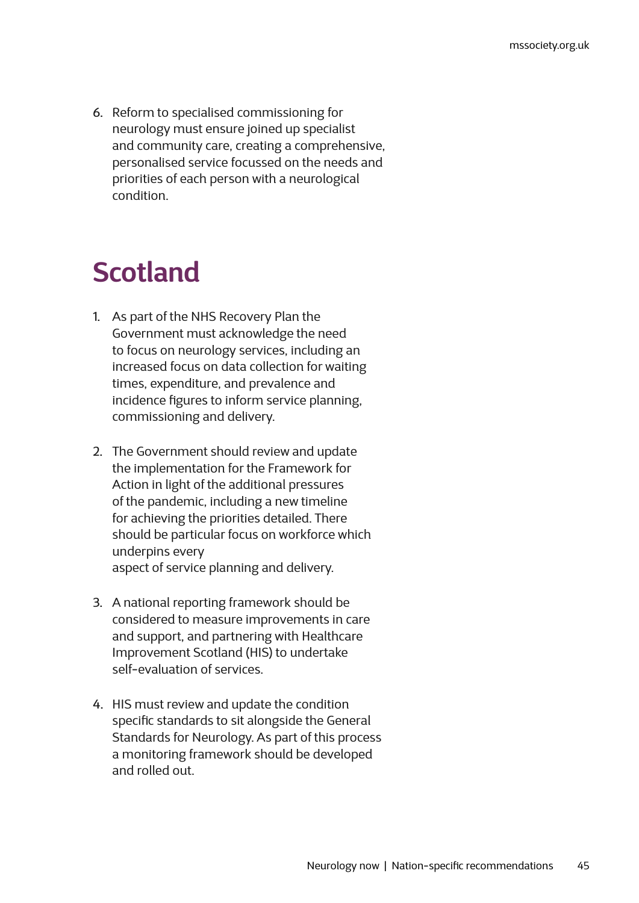6. Reform to specialised commissioning for neurology must ensure joined up specialist and community care, creating a comprehensive, personalised service focussed on the needs and priorities of each person with a neurological condition.

## Scotland

1. As part of the NHS Recovery Plan the Government must acknowledge the need to focus on neurology services, including an increased focus on data collection for waiting times, expenditure, and prevalence and incidence figures to inform service planning, commissioning and delivery.

2. The Government should review and update the implementation for the Framework for Action in light of the additional pressures of the pandemic, including a new timeline for achieving the priorities detailed. There should be particular focus on workforce which underpins every aspect of service planning and delivery.

3. A national reporting framework should be considered to measure improvements in care and support, and partnering with Healthcare Improvement Scotland (HIS) to undertake self-evaluation of services.

4. HIS must review and update the condition specific standards to sit alongside the General Standards for Neurology. As part of this process a monitoring framework should be developed and rolled out.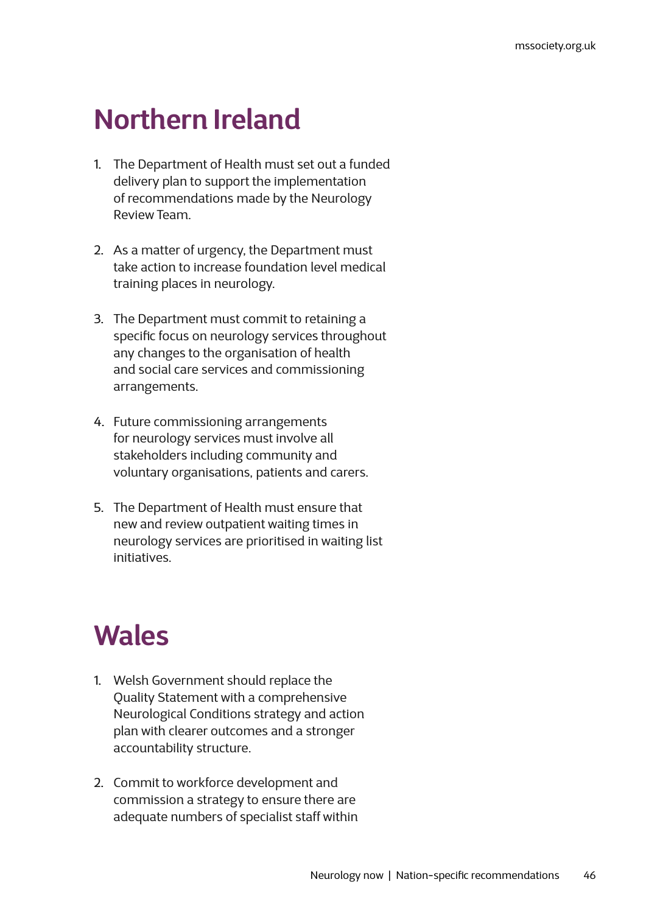## Northern Ireland

1. The Department of Health must set out a funded delivery plan to support the implementation of recommendations made by the Neurology Review Team.

2. As a matter of urgency, the Department must take action to increase foundation level medical training places in neurology.

3. The Department must commit to retaining a specific focus on neurology services throughout any changes to the organisation of health and social care services and commissioning arrangements.

4. Future commissioning arrangements for neurology services must involve all stakeholders including community and voluntary organisations, patients and carers.

5. The Department of Health must ensure that new and review outpatient waiting times in neurology services are prioritised in waiting list initiatives.

## Wales

1. Welsh Government should replace the Quality Statement with a comprehensive Neurological Conditions strategy and action plan with clearer outcomes and a stronger accountability structure.

2. Commit to workforce development and commission a strategy to ensure there are adequate numbers of specialist staff within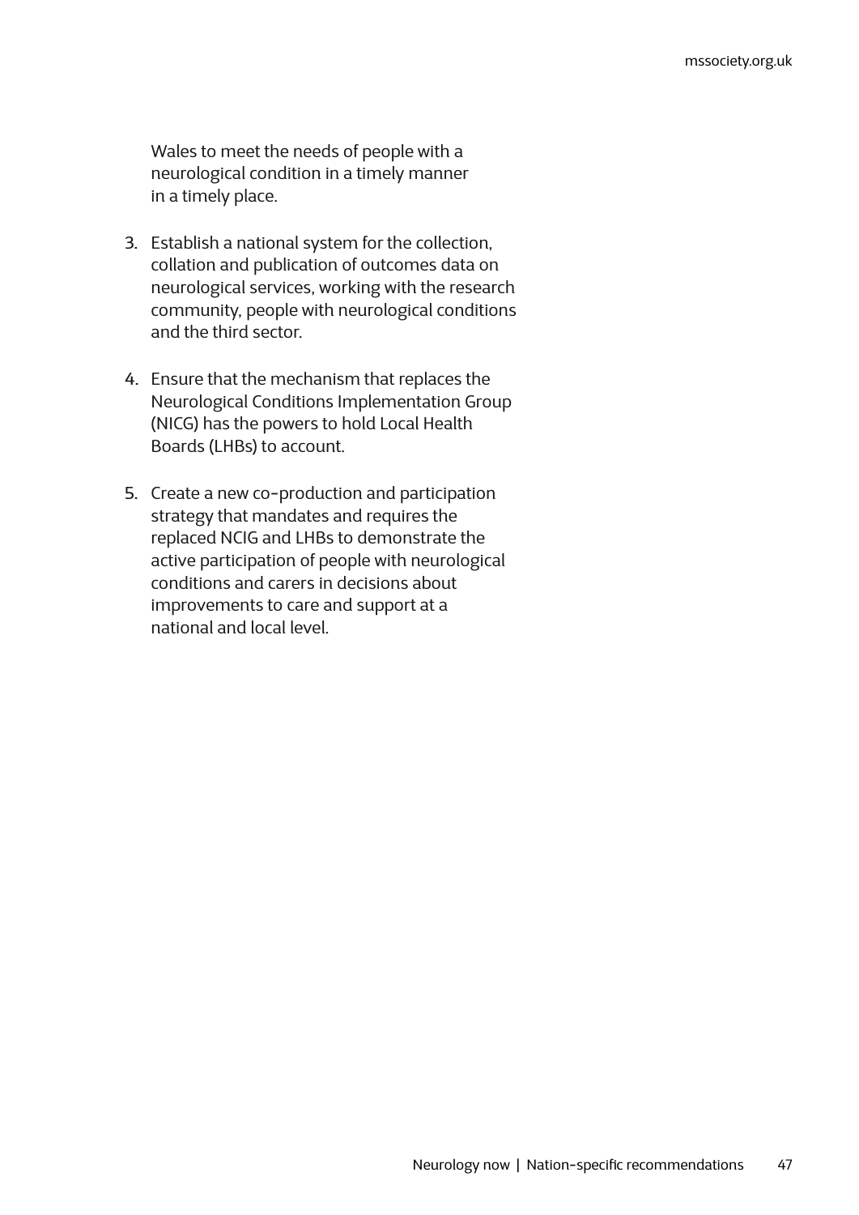Wales to meet the needs of people with a neurological condition in a timely manner in a timely place.

3. Establish a national system for the collection, collation and publication of outcomes data on neurological services, working with the research community, people with neurological conditions and the third sector.

4. Ensure that the mechanism that replaces the Neurological Conditions Implementation Group (NICG) has the powers to hold Local Health Boards (LHBs) to account.

5. Create a new co-production and participation strategy that mandates and requires the replaced NCIG and LHBs to demonstrate the active participation of people with neurological conditions and carers in decisions about improvements to care and support at a national and local level.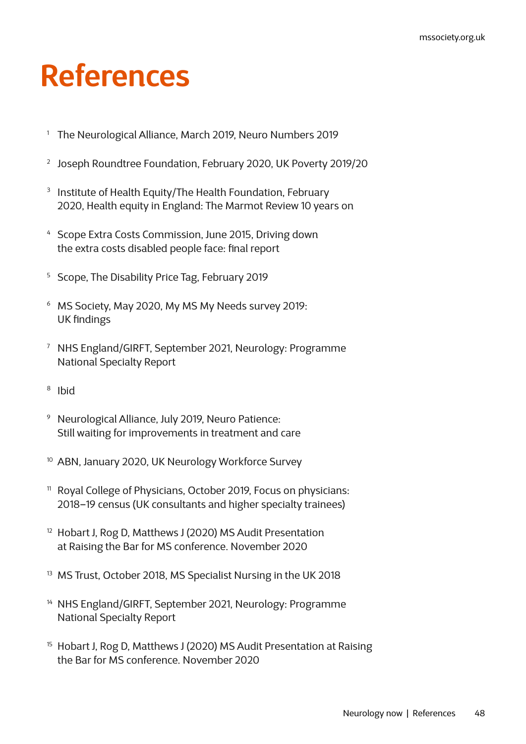# References

1. The Neurological Alliance, March 2019, Neuro Numbers 2019
2. Joseph Roundtree Foundation, February 2020, UK Poverty 2019/20
3. Institute of Health Equity/The Health Foundation, February 2020, Health equity in England: The Marmot Review 10 years on
4. Scope Extra Costs Commission, June 2015, Driving down the extra costs disabled people face: final report
5. Scope, The Disability Price Tag, February 2019
6. MS Society, May 2020, My MS My Needs survey 2019: UK findings
7. NHS England/GIRFT, September 2021, Neurology: Programme National Specialty Report
8. Ibid
9. Neurological Alliance, July 2019, Neuro Patience: Still waiting for improvements in treatment and care
10. ABN, January 2020, UK Neurology Workforce Survey
11. Royal College of Physicians, October 2019, Focus on physicians: 2018–19 census (UK consultants and higher specialty trainees)
12. Hobart J, Rog D, Matthews J (2020) MS Audit Presentation at Raising the Bar for MS conference. November 2020
13. MS Trust, October 2018, MS Specialist Nursing in the UK 2018
14. NHS England/GIRFT, September 2021, Neurology: Programme National Specialty Report
15. Hobart J, Rog D, Matthews J (2020) MS Audit Presentation at Raising the Bar for MS conference. November 2020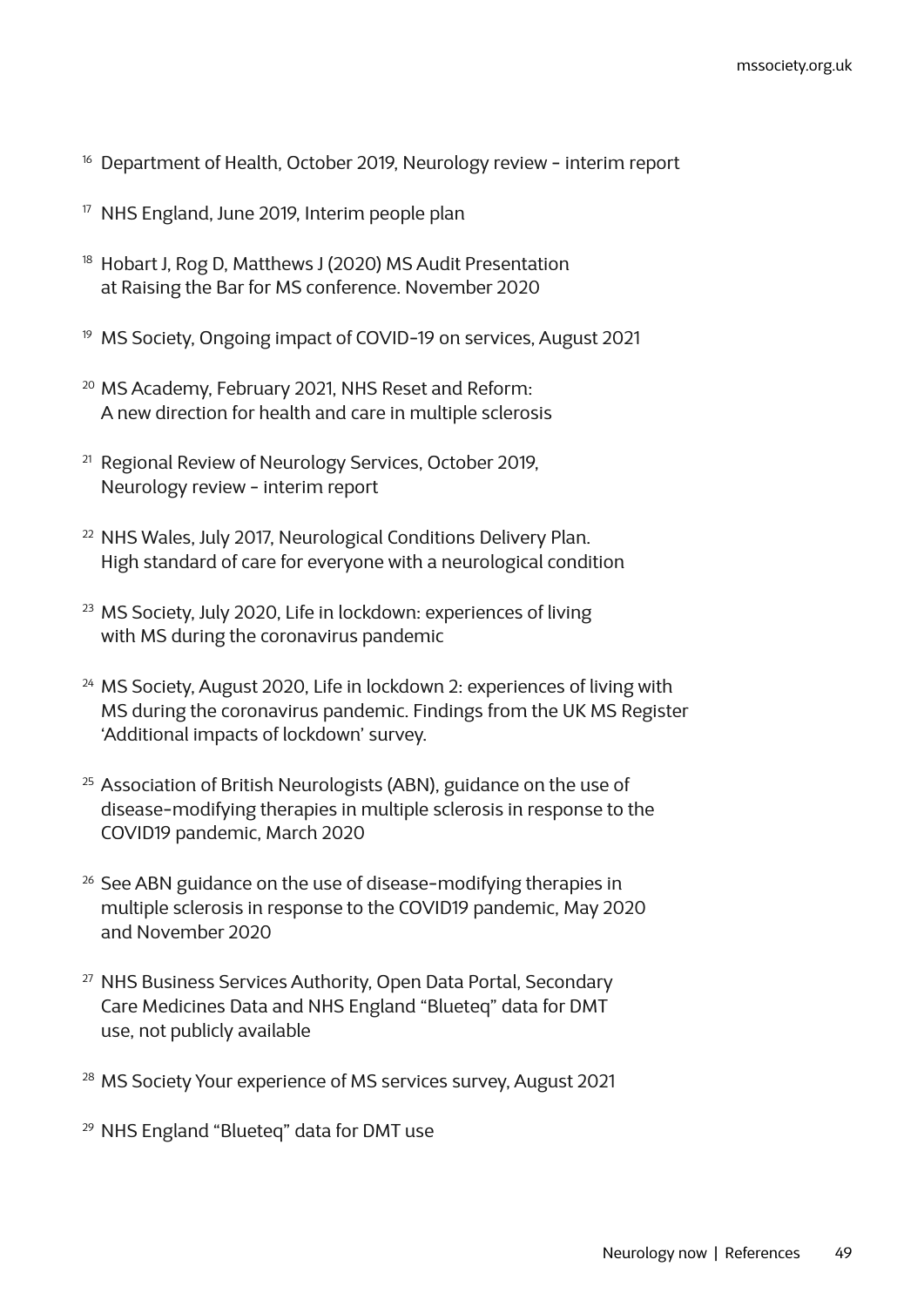[16] Department of Health, October 2019, Neurology review - interim report

[17] NHS England, June 2019, Interim people plan

[18] Hobart J, Rog D, Matthews J (2020) MS Audit Presentation at Raising the Bar for MS conference. November 2020

[19] MS Society, Ongoing impact of COVID-19 on services, August 2021

[20] MS Academy, February 2021, NHS Reset and Reform: A new direction for health and care in multiple sclerosis

[21] Regional Review of Neurology Services, October 2019, Neurology review - interim report

[22] NHS Wales, July 2017, Neurological Conditions Delivery Plan. High standard of care for everyone with a neurological condition

[23] MS Society, July 2020, Life in lockdown: experiences of living with MS during the coronavirus pandemic

[24] MS Society, August 2020, Life in lockdown 2: experiences of living with MS during the coronavirus pandemic. Findings from the UK MS Register 'Additional impacts of lockdown' survey.

[25] Association of British Neurologists (ABN), guidance on the use of disease-modifying therapies in multiple sclerosis in response to the COVID19 pandemic, March 2020

[26] See ABN guidance on the use of disease-modifying therapies in multiple sclerosis in response to the COVID19 pandemic, May 2020 and November 2020

[27] NHS Business Services Authority, Open Data Portal, Secondary Care Medicines Data and NHS England "Blueteq" data for DMT use, not publicly available

[28] MS Society Your experience of MS services survey, August 2021

[29] NHS England "Blueteq" data for DMT use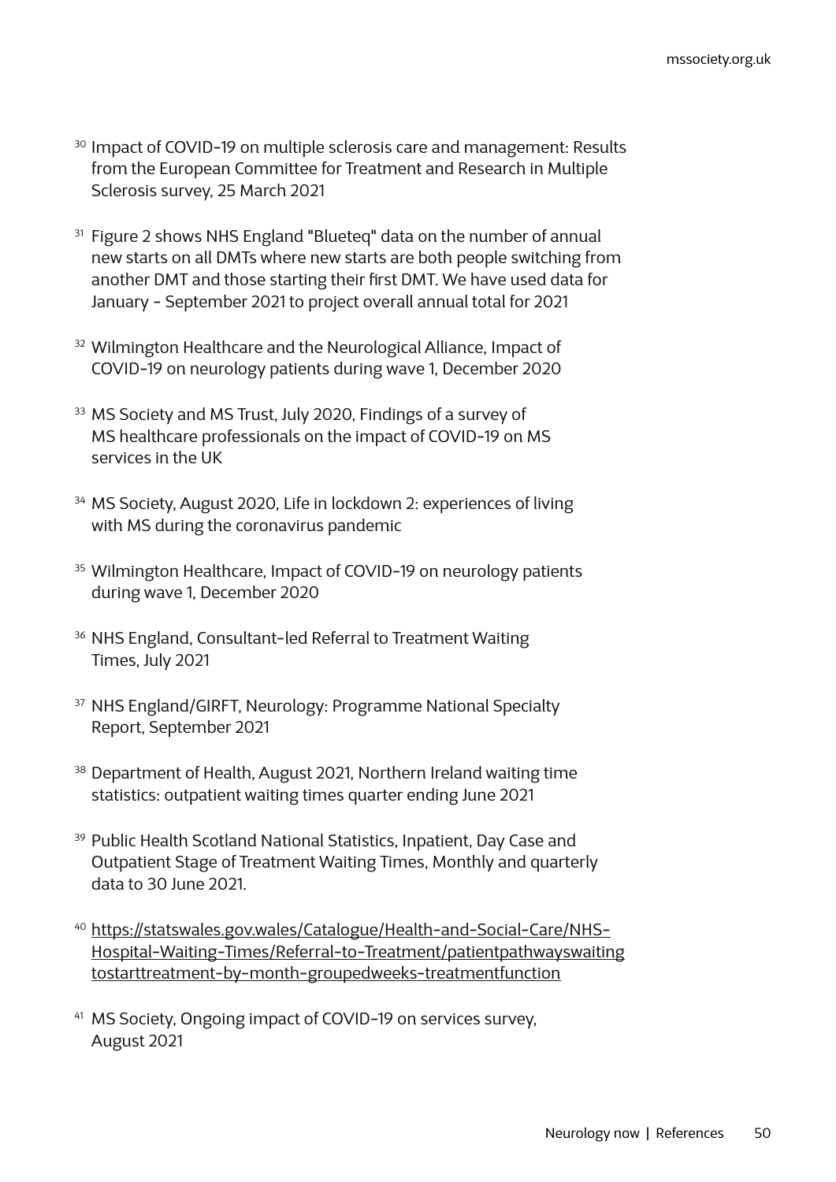[30] Impact of COVID-19 on multiple sclerosis care and management: Results from the European Committee for Treatment and Research in Multiple Sclerosis survey, 25 March 2021

[31] Figure 2 shows NHS England "Blueteq" data on the number of annual new starts on all DMTs where new starts are both people switching from another DMT and those starting their first DMT. We have used data for January - September 2021 to project overall annual total for 2021

[32] Wilmington Healthcare and the Neurological Alliance, Impact of COVID-19 on neurology patients during wave 1, December 2020

[33] MS Society and MS Trust, July 2020, Findings of a survey of MS healthcare professionals on the impact of COVID-19 on MS services in the UK

[34] MS Society, August 2020, Life in lockdown 2: experiences of living with MS during the coronavirus pandemic

[35] Wilmington Healthcare, Impact of COVID-19 on neurology patients during wave 1, December 2020

[36] NHS England, Consultant-led Referral to Treatment Waiting Times, July 2021

[37] NHS England/GIRFT, Neurology: Programme National Specialty Report, September 2021

[38] Department of Health, August 2021, Northern Ireland waiting time statistics: outpatient waiting times quarter ending June 2021

[39] Public Health Scotland National Statistics, Inpatient, Day Case and Outpatient Stage of Treatment Waiting Times, Monthly and quarterly data to 30 June 2021.

[40] https://statswales.gov.wales/Catalogue/Health-and-Social-Care/NHS-Hospital-Waiting-Times/Referral-to-Treatment/patientpathwayswaitingtostarttreatment-by-month-groupedweeks-treatmentfunction

[41] MS Society, Ongoing impact of COVID-19 on services survey, August 2021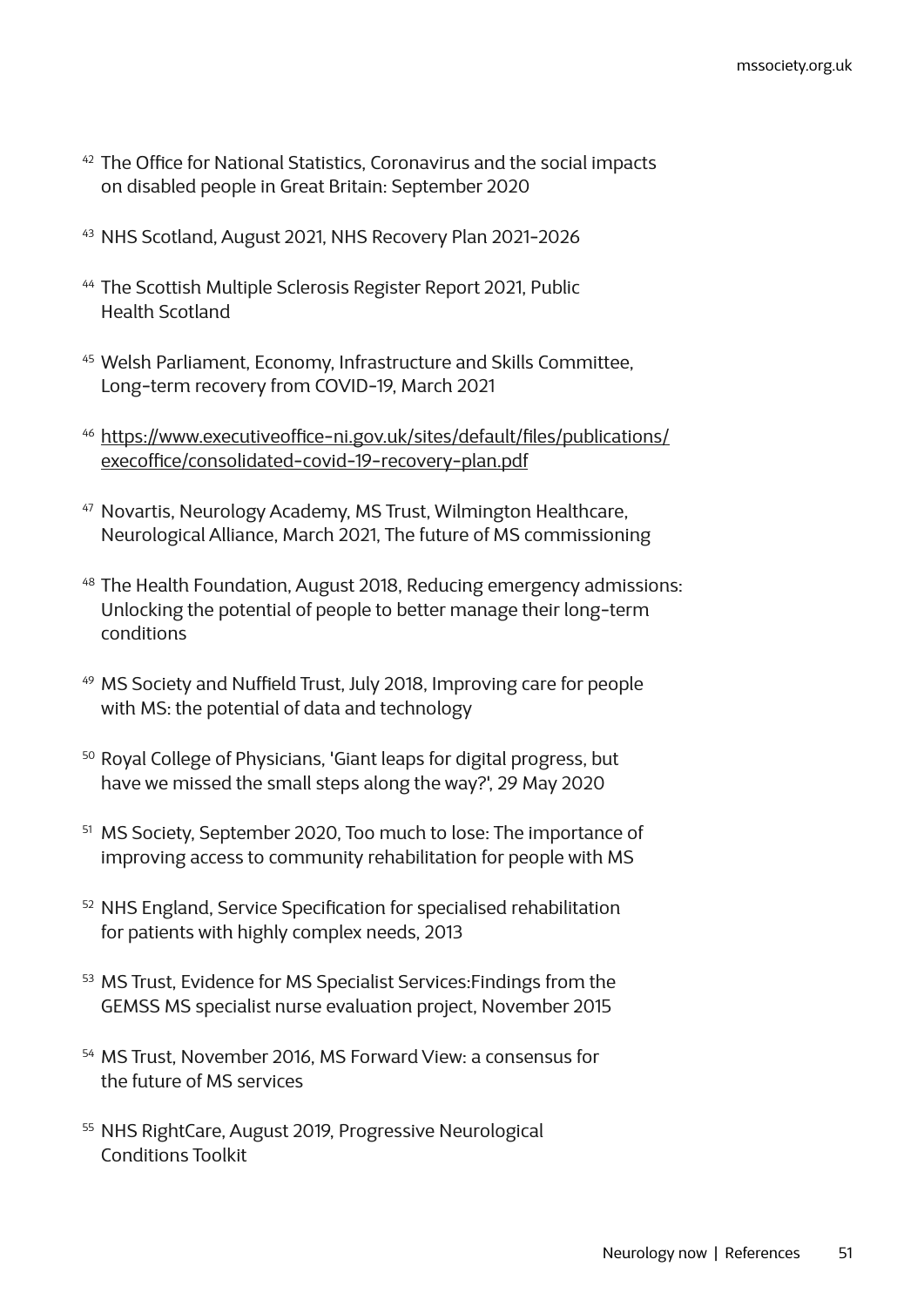[42] The Office for National Statistics, Coronavirus and the social impacts on disabled people in Great Britain: September 2020

[43] NHS Scotland, August 2021, NHS Recovery Plan 2021-2026

[44] The Scottish Multiple Sclerosis Register Report 2021, Public Health Scotland

[45] Welsh Parliament, Economy, Infrastructure and Skills Committee, Long-term recovery from COVID-19, March 2021

[46] https://www.executiveoffice-ni.gov.uk/sites/default/files/publications/execoffice/consolidated-covid-19-recovery-plan.pdf

[47] Novartis, Neurology Academy, MS Trust, Wilmington Healthcare, Neurological Alliance, March 2021, The future of MS commissioning

[48] The Health Foundation, August 2018, Reducing emergency admissions: Unlocking the potential of people to better manage their long-term conditions

[49] MS Society and Nuffield Trust, July 2018, Improving care for people with MS: the potential of data and technology

[50] Royal College of Physicians, 'Giant leaps for digital progress, but have we missed the small steps along the way?', 29 May 2020

[51] MS Society, September 2020, Too much to lose: The importance of improving access to community rehabilitation for people with MS

[52] NHS England, Service Specification for specialised rehabilitation for patients with highly complex needs, 2013

[53] MS Trust, Evidence for MS Specialist Services:Findings from the GEMSS MS specialist nurse evaluation project, November 2015

[54] MS Trust, November 2016, MS Forward View: a consensus for the future of MS services

[55] NHS RightCare, August 2019, Progressive Neurological Conditions Toolkit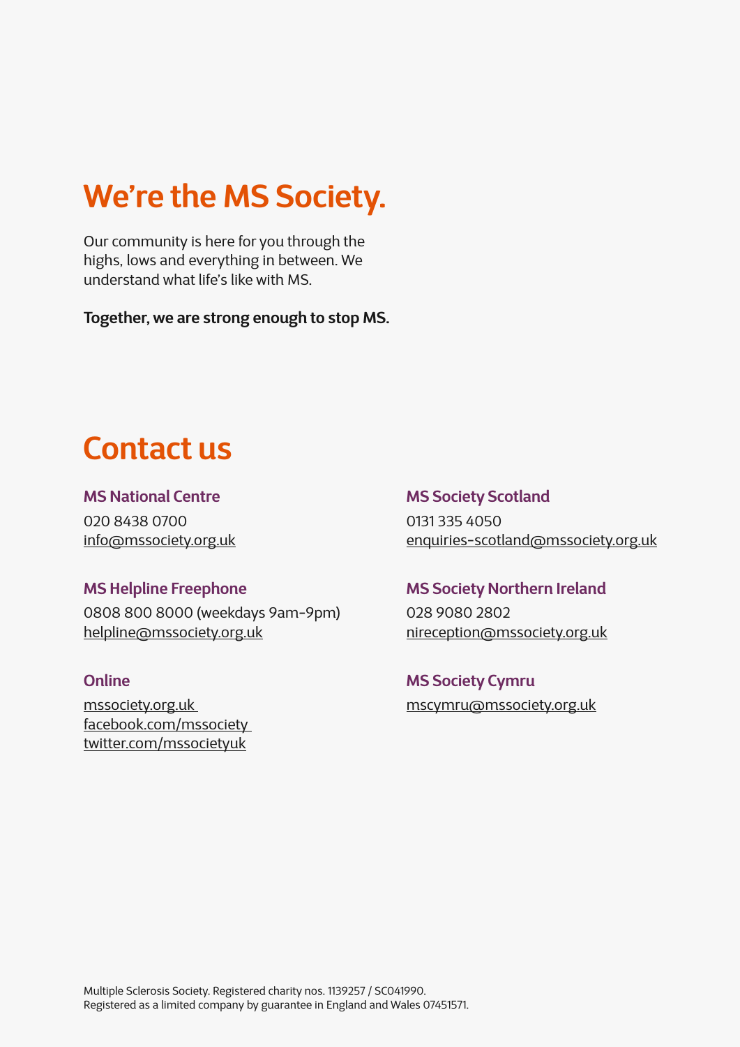# We're the MS Society.

Our community is here for you through the highs, lows and everything in between. We understand what life's like with MS.

**Together, we are strong enough to stop MS.**

# Contact us

### MS National Centre

020 8438 0700
info@mssociety.org.uk

### MS Helpline Freephone

0808 800 8000 (weekdays 9am-9pm)
helpline@mssociety.org.uk

### Online

mssociety.org.uk
facebook.com/mssociety
twitter.com/mssocietyuk

### MS Society Scotland

0131 335 4050
enquiries-scotland@mssociety.org.uk

### MS Society Northern Ireland

028 9080 2802
nireception@mssociety.org.uk

### MS Society Cymru

mscymru@mssociety.org.uk

Multiple Sclerosis Society. Registered charity nos. 1139257 / SC041990.
Registered as a limited company by guarantee in England and Wales 07451571.